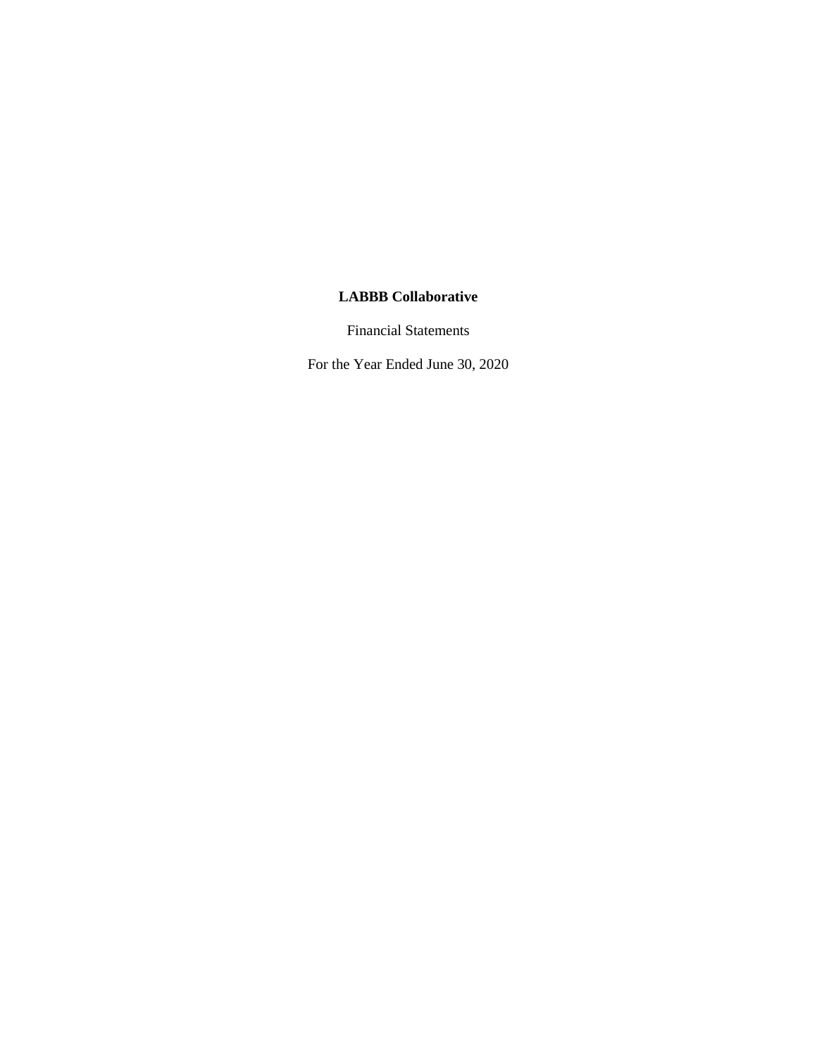**LABBB Collaborative**

Financial Statements

For the Year Ended June 30, 2020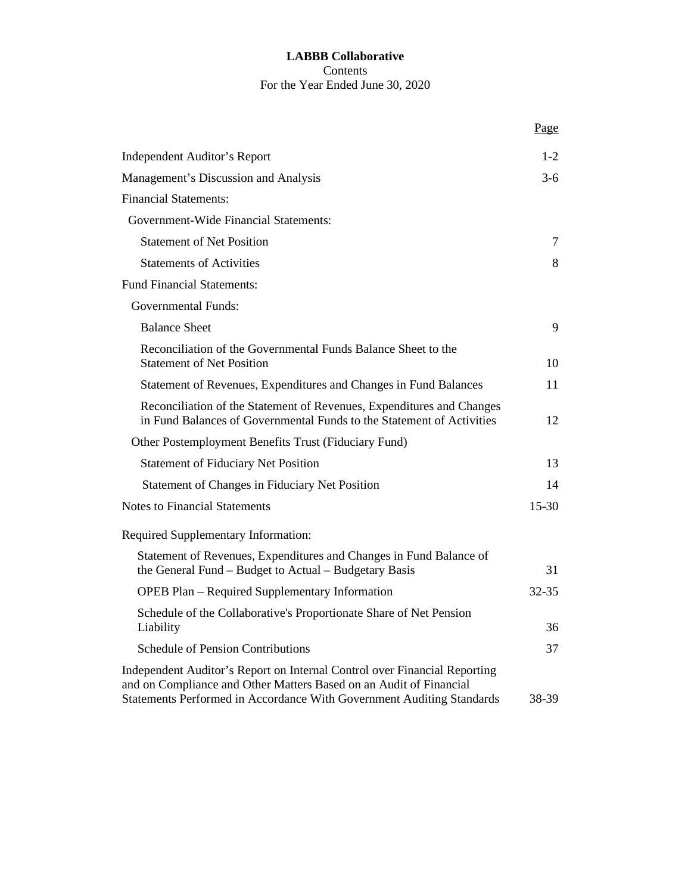**LABBB Collaborative**

Contents

For the Year Ended June 30, 2020

| | Page |
|---|---|
| Independent Auditor's Report | 1-2 |
| Management's Discussion and Analysis | 3-6 |
| Financial Statements: | |
| Government-Wide Financial Statements: | |
| Statement of Net Position | 7 |
| Statements of Activities | 8 |
| Fund Financial Statements: | |
| Governmental Funds: | |
| Balance Sheet | 9 |
| Reconciliation of the Governmental Funds Balance Sheet to the Statement of Net Position | 10 |
| Statement of Revenues, Expenditures and Changes in Fund Balances | 11 |
| Reconciliation of the Statement of Revenues, Expenditures and Changes in Fund Balances of Governmental Funds to the Statement of Activities | 12 |
| Other Postemployment Benefits Trust (Fiduciary Fund) | |
| Statement of Fiduciary Net Position | 13 |
| Statement of Changes in Fiduciary Net Position | 14 |
| Notes to Financial Statements | 15-30 |
| Required Supplementary Information: | |
| Statement of Revenues, Expenditures and Changes in Fund Balance of the General Fund – Budget to Actual – Budgetary Basis | 31 |
| OPEB Plan – Required Supplementary Information | 32-35 |
| Schedule of the Collaborative's Proportionate Share of Net Pension Liability | 36 |
| Schedule of Pension Contributions | 37 |
| Independent Auditor's Report on Internal Control over Financial Reporting and on Compliance and Other Matters Based on an Audit of Financial Statements Performed in Accordance With Government Auditing Standards | 38-39 |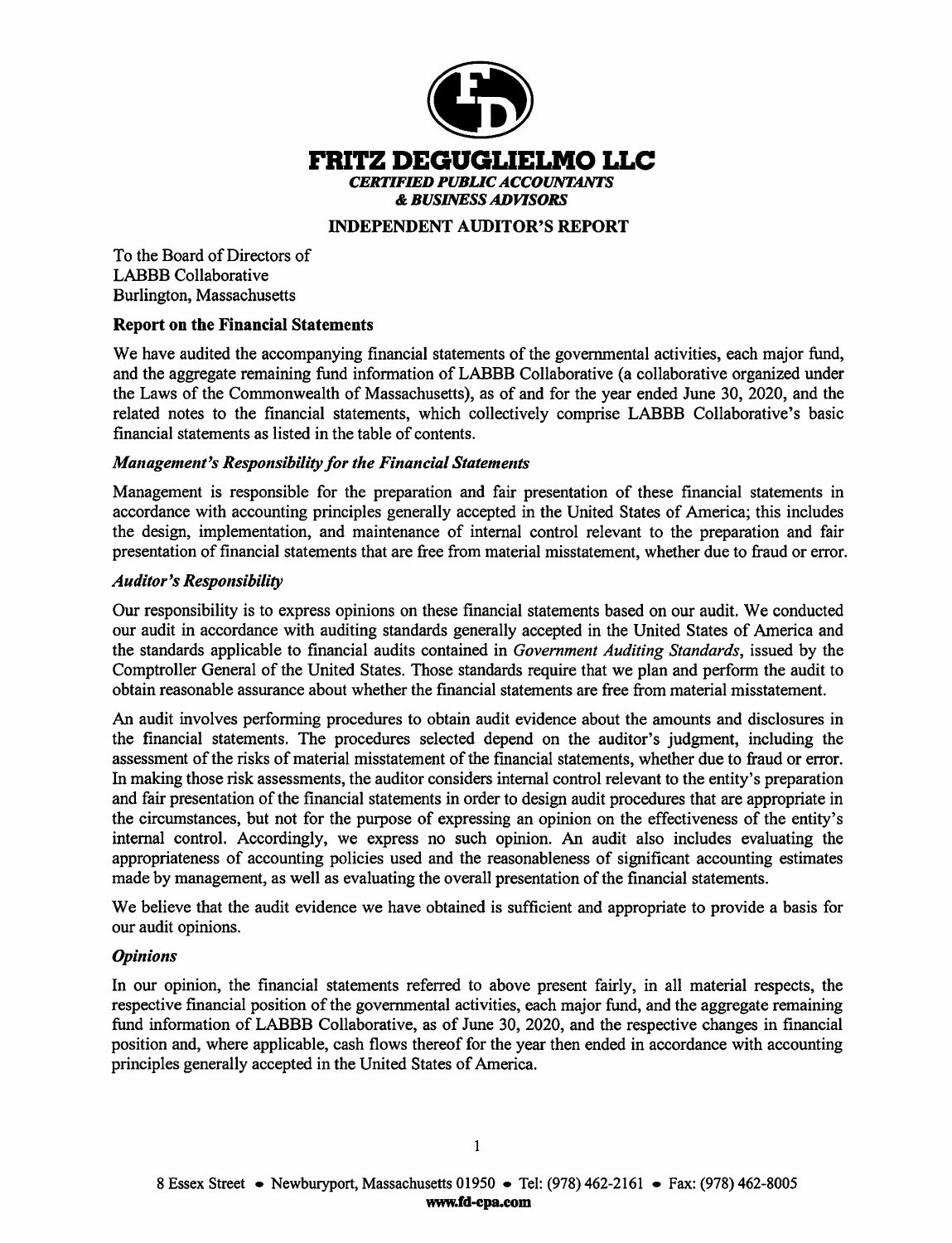# FRITZ DEGUGLIELMO LLC

*CERTIFIED PUBLIC ACCOUNTANTS*
***& BUSINESS ADVISORS***

## INDEPENDENT AUDITOR'S REPORT

To the Board of Directors of
LABBB Collaborative
Burlington, Massachusetts

### Report on the Financial Statements

We have audited the accompanying financial statements of the governmental activities, each major fund, and the aggregate remaining fund information of LABBB Collaborative (a collaborative organized under the Laws of the Commonwealth of Massachusetts), as of and for the year ended June 30, 2020, and the related notes to the financial statements, which collectively comprise LABBB Collaborative's basic financial statements as listed in the table of contents.

#### *Management's Responsibility for the Financial Statements*

Management is responsible for the preparation and fair presentation of these financial statements in accordance with accounting principles generally accepted in the United States of America; this includes the design, implementation, and maintenance of internal control relevant to the preparation and fair presentation of financial statements that are free from material misstatement, whether due to fraud or error.

#### *Auditor's Responsibility*

Our responsibility is to express opinions on these financial statements based on our audit. We conducted our audit in accordance with auditing standards generally accepted in the United States of America and the standards applicable to financial audits contained in *Government Auditing Standards*, issued by the Comptroller General of the United States. Those standards require that we plan and perform the audit to obtain reasonable assurance about whether the financial statements are free from material misstatement.

An audit involves performing procedures to obtain audit evidence about the amounts and disclosures in the financial statements. The procedures selected depend on the auditor's judgment, including the assessment of the risks of material misstatement of the financial statements, whether due to fraud or error. In making those risk assessments, the auditor considers internal control relevant to the entity's preparation and fair presentation of the financial statements in order to design audit procedures that are appropriate in the circumstances, but not for the purpose of expressing an opinion on the effectiveness of the entity's internal control. Accordingly, we express no such opinion. An audit also includes evaluating the appropriateness of accounting policies used and the reasonableness of significant accounting estimates made by management, as well as evaluating the overall presentation of the financial statements.

We believe that the audit evidence we have obtained is sufficient and appropriate to provide a basis for our audit opinions.

#### *Opinions*

In our opinion, the financial statements referred to above present fairly, in all material respects, the respective financial position of the governmental activities, each major fund, and the aggregate remaining fund information of LABBB Collaborative, as of June 30, 2020, and the respective changes in financial position and, where applicable, cash flows thereof for the year then ended in accordance with accounting principles generally accepted in the United States of America.

8 Essex Street • Newburyport, Massachusetts 01950 • Tel: (978) 462-2161 • Fax: (978) 462-8005
**www.fd-cpa.com**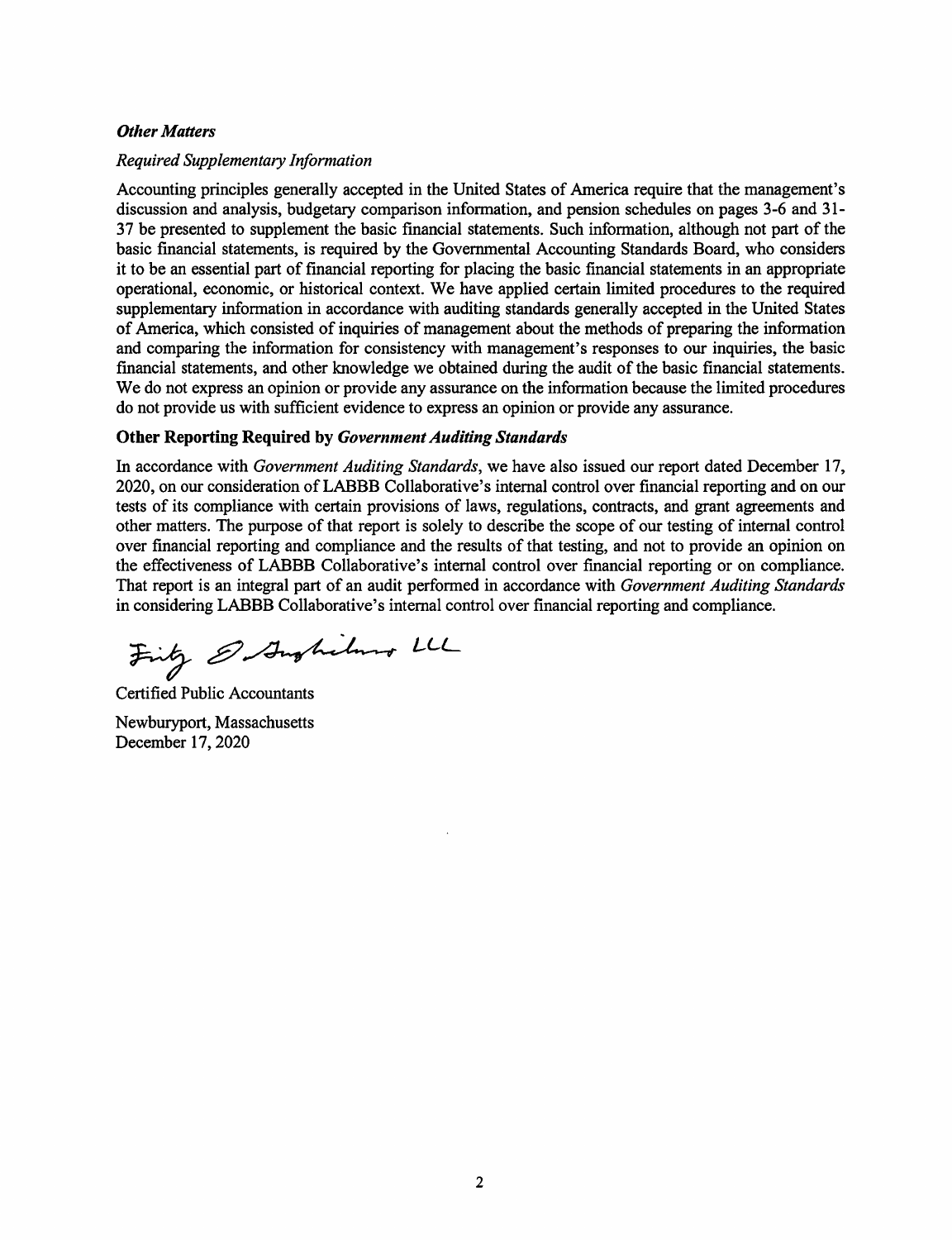### *Other Matters*

*Required Supplementary Information*

Accounting principles generally accepted in the United States of America require that the management's discussion and analysis, budgetary comparison information, and pension schedules on pages 3-6 and 31-37 be presented to supplement the basic financial statements. Such information, although not part of the basic financial statements, is required by the Governmental Accounting Standards Board, who considers it to be an essential part of financial reporting for placing the basic financial statements in an appropriate operational, economic, or historical context. We have applied certain limited procedures to the required supplementary information in accordance with auditing standards generally accepted in the United States of America, which consisted of inquiries of management about the methods of preparing the information and comparing the information for consistency with management's responses to our inquiries, the basic financial statements, and other knowledge we obtained during the audit of the basic financial statements. We do not express an opinion or provide any assurance on the information because the limited procedures do not provide us with sufficient evidence to express an opinion or provide any assurance.

### Other Reporting Required by *Government Auditing Standards*

In accordance with *Government Auditing Standards*, we have also issued our report dated December 17, 2020, on our consideration of LABBB Collaborative's internal control over financial reporting and on our tests of its compliance with certain provisions of laws, regulations, contracts, and grant agreements and other matters. The purpose of that report is solely to describe the scope of our testing of internal control over financial reporting and compliance and the results of that testing, and not to provide an opinion on the effectiveness of LABBB Collaborative's internal control over financial reporting or on compliance. That report is an integral part of an audit performed in accordance with *Government Auditing Standards* in considering LABBB Collaborative's internal control over financial reporting and compliance.

Fritz, DeGuglielmo LLC

Certified Public Accountants

Newburyport, Massachusetts
December 17, 2020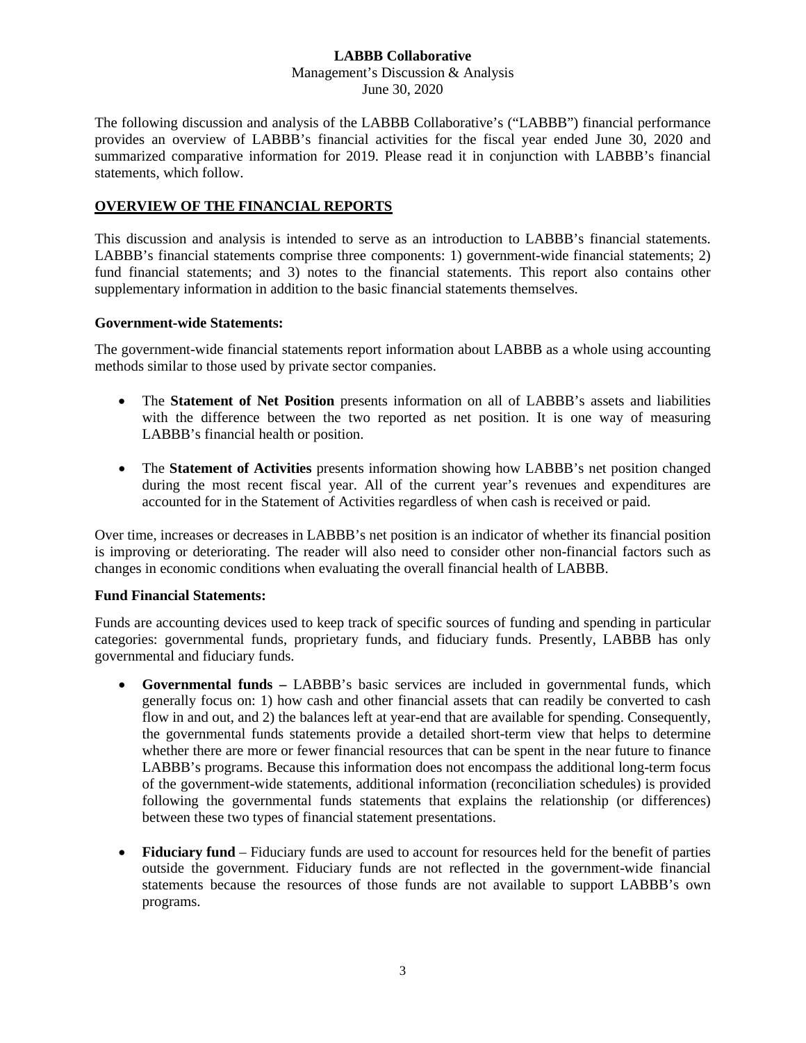**LABBB Collaborative**
Management's Discussion & Analysis
June 30, 2020

The following discussion and analysis of the LABBB Collaborative's ("LABBB") financial performance provides an overview of LABBB's financial activities for the fiscal year ended June 30, 2020 and summarized comparative information for 2019. Please read it in conjunction with LABBB's financial statements, which follow.

## OVERVIEW OF THE FINANCIAL REPORTS

This discussion and analysis is intended to serve as an introduction to LABBB's financial statements. LABBB's financial statements comprise three components: 1) government-wide financial statements; 2) fund financial statements; and 3) notes to the financial statements. This report also contains other supplementary information in addition to the basic financial statements themselves.

### Government-wide Statements:

The government-wide financial statements report information about LABBB as a whole using accounting methods similar to those used by private sector companies.

- The **Statement of Net Position** presents information on all of LABBB's assets and liabilities with the difference between the two reported as net position. It is one way of measuring LABBB's financial health or position.

- The **Statement of Activities** presents information showing how LABBB's net position changed during the most recent fiscal year. All of the current year's revenues and expenditures are accounted for in the Statement of Activities regardless of when cash is received or paid.

Over time, increases or decreases in LABBB's net position is an indicator of whether its financial position is improving or deteriorating. The reader will also need to consider other non-financial factors such as changes in economic conditions when evaluating the overall financial health of LABBB.

### Fund Financial Statements:

Funds are accounting devices used to keep track of specific sources of funding and spending in particular categories: governmental funds, proprietary funds, and fiduciary funds. Presently, LABBB has only governmental and fiduciary funds.

- **Governmental funds –** LABBB's basic services are included in governmental funds, which generally focus on: 1) how cash and other financial assets that can readily be converted to cash flow in and out, and 2) the balances left at year-end that are available for spending. Consequently, the governmental funds statements provide a detailed short-term view that helps to determine whether there are more or fewer financial resources that can be spent in the near future to finance LABBB's programs. Because this information does not encompass the additional long-term focus of the government-wide statements, additional information (reconciliation schedules) is provided following the governmental funds statements that explains the relationship (or differences) between these two types of financial statement presentations.

- **Fiduciary fund** – Fiduciary funds are used to account for resources held for the benefit of parties outside the government. Fiduciary funds are not reflected in the government-wide financial statements because the resources of those funds are not available to support LABBB's own programs.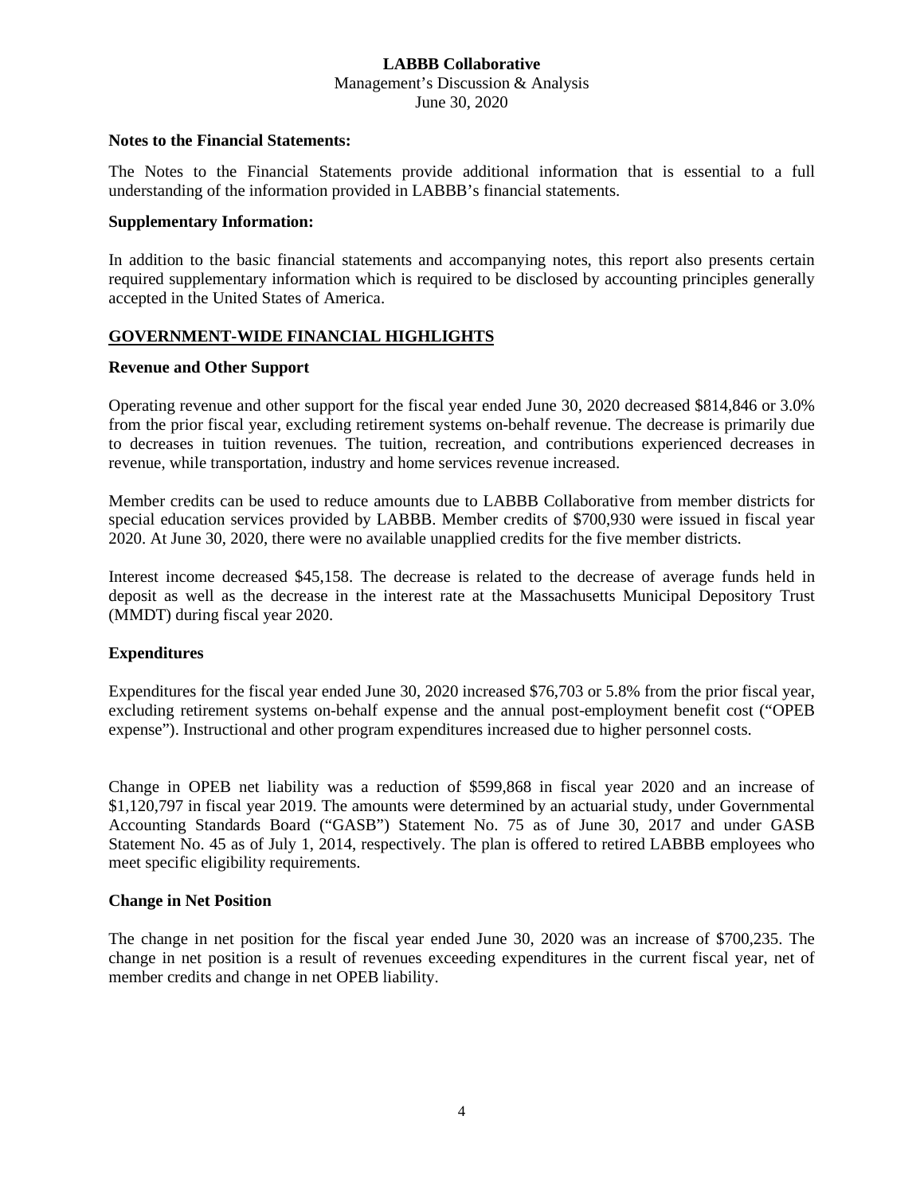**Notes to the Financial Statements:**

The Notes to the Financial Statements provide additional information that is essential to a full understanding of the information provided in LABBB's financial statements.

**Supplementary Information:**

In addition to the basic financial statements and accompanying notes, this report also presents certain required supplementary information which is required to be disclosed by accounting principles generally accepted in the United States of America.

## GOVERNMENT-WIDE FINANCIAL HIGHLIGHTS

**Revenue and Other Support**

Operating revenue and other support for the fiscal year ended June 30, 2020 decreased $814,846 or 3.0% from the prior fiscal year, excluding retirement systems on-behalf revenue. The decrease is primarily due to decreases in tuition revenues. The tuition, recreation, and contributions experienced decreases in revenue, while transportation, industry and home services revenue increased.

Member credits can be used to reduce amounts due to LABBB Collaborative from member districts for special education services provided by LABBB. Member credits of $700,930 were issued in fiscal year 2020. At June 30, 2020, there were no available unapplied credits for the five member districts.

Interest income decreased $45,158. The decrease is related to the decrease of average funds held in deposit as well as the decrease in the interest rate at the Massachusetts Municipal Depository Trust (MMDT) during fiscal year 2020.

**Expenditures**

Expenditures for the fiscal year ended June 30, 2020 increased $76,703 or 5.8% from the prior fiscal year, excluding retirement systems on-behalf expense and the annual post-employment benefit cost ("OPEB expense"). Instructional and other program expenditures increased due to higher personnel costs.

Change in OPEB net liability was a reduction of $599,868 in fiscal year 2020 and an increase of $1,120,797 in fiscal year 2019. The amounts were determined by an actuarial study, under Governmental Accounting Standards Board ("GASB") Statement No. 75 as of June 30, 2017 and under GASB Statement No. 45 as of July 1, 2014, respectively. The plan is offered to retired LABBB employees who meet specific eligibility requirements.

**Change in Net Position**

The change in net position for the fiscal year ended June 30, 2020 was an increase of $700,235. The change in net position is a result of revenues exceeding expenditures in the current fiscal year, net of member credits and change in net OPEB liability.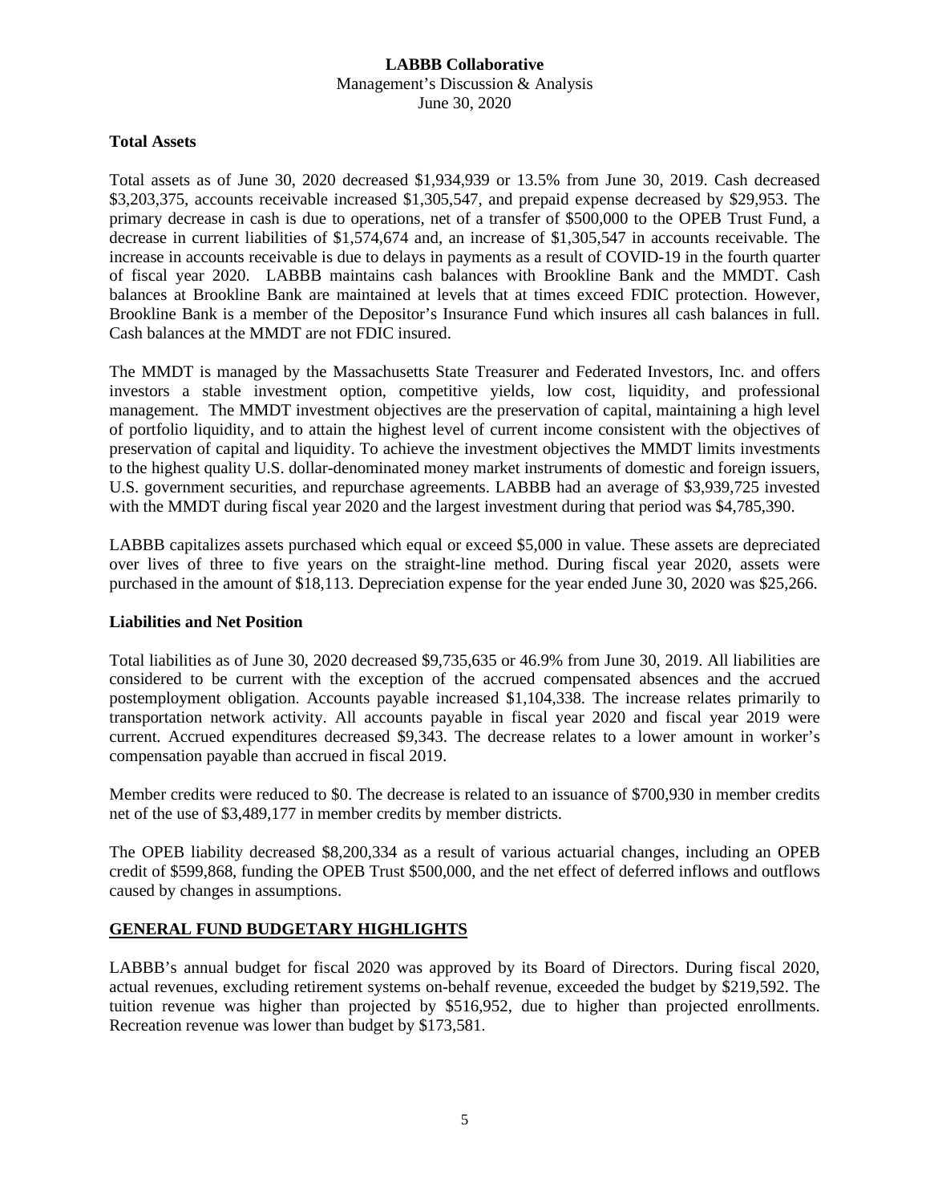### Total Assets

Total assets as of June 30, 2020 decreased $1,934,939 or 13.5% from June 30, 2019. Cash decreased $3,203,375, accounts receivable increased $1,305,547, and prepaid expense decreased by $29,953. The primary decrease in cash is due to operations, net of a transfer of $500,000 to the OPEB Trust Fund, a decrease in current liabilities of $1,574,674 and, an increase of $1,305,547 in accounts receivable. The increase in accounts receivable is due to delays in payments as a result of COVID-19 in the fourth quarter of fiscal year 2020. LABBB maintains cash balances with Brookline Bank and the MMDT. Cash balances at Brookline Bank are maintained at levels that at times exceed FDIC protection. However, Brookline Bank is a member of the Depositor's Insurance Fund which insures all cash balances in full. Cash balances at the MMDT are not FDIC insured.

The MMDT is managed by the Massachusetts State Treasurer and Federated Investors, Inc. and offers investors a stable investment option, competitive yields, low cost, liquidity, and professional management. The MMDT investment objectives are the preservation of capital, maintaining a high level of portfolio liquidity, and to attain the highest level of current income consistent with the objectives of preservation of capital and liquidity. To achieve the investment objectives the MMDT limits investments to the highest quality U.S. dollar-denominated money market instruments of domestic and foreign issuers, U.S. government securities, and repurchase agreements. LABBB had an average of $3,939,725 invested with the MMDT during fiscal year 2020 and the largest investment during that period was $4,785,390.

LABBB capitalizes assets purchased which equal or exceed $5,000 in value. These assets are depreciated over lives of three to five years on the straight-line method. During fiscal year 2020, assets were purchased in the amount of $18,113. Depreciation expense for the year ended June 30, 2020 was $25,266.

### Liabilities and Net Position

Total liabilities as of June 30, 2020 decreased $9,735,635 or 46.9% from June 30, 2019. All liabilities are considered to be current with the exception of the accrued compensated absences and the accrued postemployment obligation. Accounts payable increased $1,104,338. The increase relates primarily to transportation network activity. All accounts payable in fiscal year 2020 and fiscal year 2019 were current. Accrued expenditures decreased $9,343. The decrease relates to a lower amount in worker's compensation payable than accrued in fiscal 2019.

Member credits were reduced to $0. The decrease is related to an issuance of $700,930 in member credits net of the use of $3,489,177 in member credits by member districts.

The OPEB liability decreased $8,200,334 as a result of various actuarial changes, including an OPEB credit of $599,868, funding the OPEB Trust $500,000, and the net effect of deferred inflows and outflows caused by changes in assumptions.

## GENERAL FUND BUDGETARY HIGHLIGHTS

LABBB's annual budget for fiscal 2020 was approved by its Board of Directors. During fiscal 2020, actual revenues, excluding retirement systems on-behalf revenue, exceeded the budget by $219,592. The tuition revenue was higher than projected by $516,952, due to higher than projected enrollments. Recreation revenue was lower than budget by $173,581.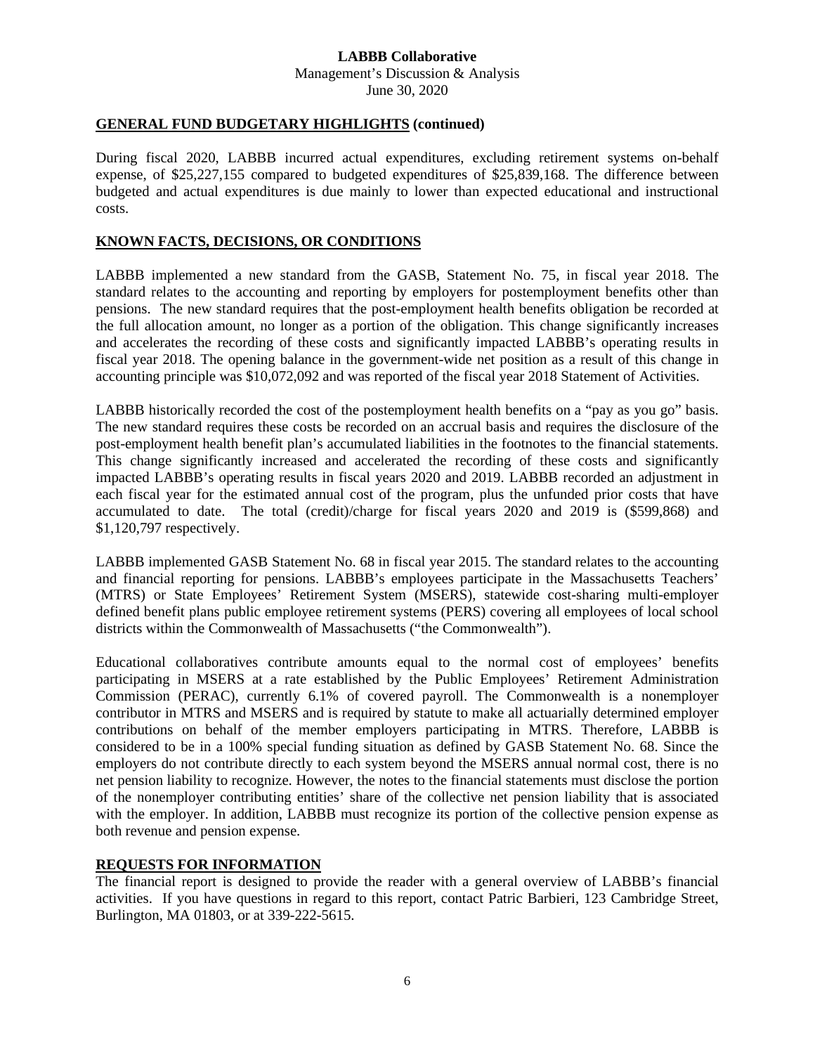## GENERAL FUND BUDGETARY HIGHLIGHTS (continued)

During fiscal 2020, LABBB incurred actual expenditures, excluding retirement systems on-behalf expense, of $25,227,155 compared to budgeted expenditures of $25,839,168. The difference between budgeted and actual expenditures is due mainly to lower than expected educational and instructional costs.

## KNOWN FACTS, DECISIONS, OR CONDITIONS

LABBB implemented a new standard from the GASB, Statement No. 75, in fiscal year 2018. The standard relates to the accounting and reporting by employers for postemployment benefits other than pensions. The new standard requires that the post-employment health benefits obligation be recorded at the full allocation amount, no longer as a portion of the obligation. This change significantly increases and accelerates the recording of these costs and significantly impacted LABBB's operating results in fiscal year 2018. The opening balance in the government-wide net position as a result of this change in accounting principle was $10,072,092 and was reported of the fiscal year 2018 Statement of Activities.

LABBB historically recorded the cost of the postemployment health benefits on a "pay as you go" basis. The new standard requires these costs be recorded on an accrual basis and requires the disclosure of the post-employment health benefit plan's accumulated liabilities in the footnotes to the financial statements. This change significantly increased and accelerated the recording of these costs and significantly impacted LABBB's operating results in fiscal years 2020 and 2019. LABBB recorded an adjustment in each fiscal year for the estimated annual cost of the program, plus the unfunded prior costs that have accumulated to date. The total (credit)/charge for fiscal years 2020 and 2019 is ($599,868) and $1,120,797 respectively.

LABBB implemented GASB Statement No. 68 in fiscal year 2015. The standard relates to the accounting and financial reporting for pensions. LABBB's employees participate in the Massachusetts Teachers' (MTRS) or State Employees' Retirement System (MSERS), statewide cost-sharing multi-employer defined benefit plans public employee retirement systems (PERS) covering all employees of local school districts within the Commonwealth of Massachusetts ("the Commonwealth").

Educational collaboratives contribute amounts equal to the normal cost of employees' benefits participating in MSERS at a rate established by the Public Employees' Retirement Administration Commission (PERAC), currently 6.1% of covered payroll. The Commonwealth is a nonemployer contributor in MTRS and MSERS and is required by statute to make all actuarially determined employer contributions on behalf of the member employers participating in MTRS. Therefore, LABBB is considered to be in a 100% special funding situation as defined by GASB Statement No. 68. Since the employers do not contribute directly to each system beyond the MSERS annual normal cost, there is no net pension liability to recognize. However, the notes to the financial statements must disclose the portion of the nonemployer contributing entities' share of the collective net pension liability that is associated with the employer. In addition, LABBB must recognize its portion of the collective pension expense as both revenue and pension expense.

## REQUESTS FOR INFORMATION

The financial report is designed to provide the reader with a general overview of LABBB's financial activities. If you have questions in regard to this report, contact Patric Barbieri, 123 Cambridge Street, Burlington, MA 01803, or at 339-222-5615.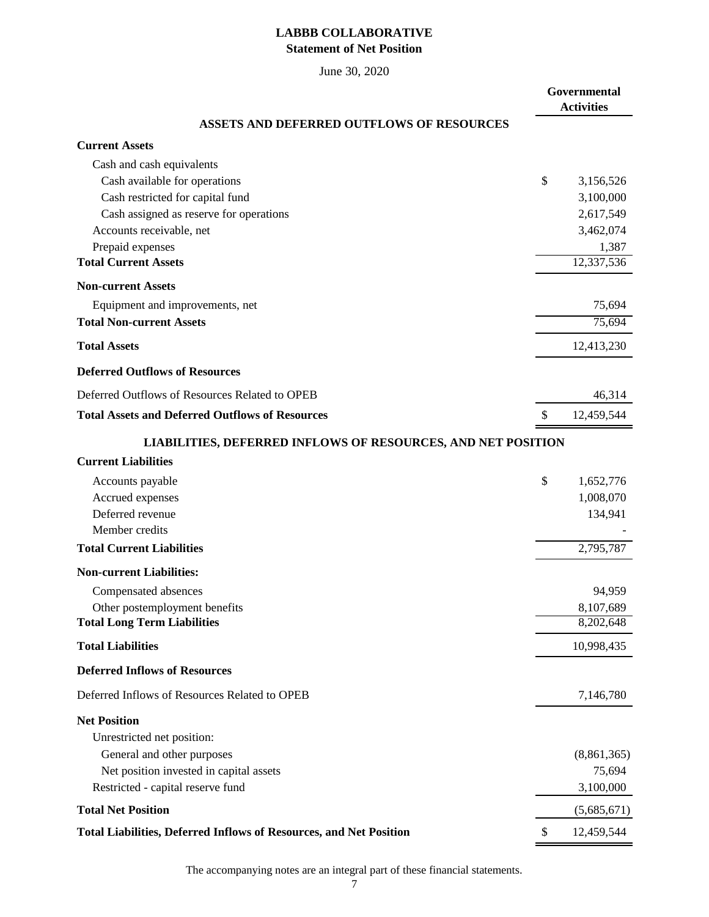# LABBB COLLABORATIVE

## Statement of Net Position

June 30, 2020

| | | Governmental Activities |
|---|---|---|
| **ASSETS AND DEFERRED OUTFLOWS OF RESOURCES** | | |
| **Current Assets** | | |
| Cash and cash equivalents | | |
| Cash available for operations | $ | 3,156,526 |
| Cash restricted for capital fund | | 3,100,000 |
| Cash assigned as reserve for operations | | 2,617,549 |
| Accounts receivable, net | | 3,462,074 |
| Prepaid expenses | | 1,387 |
| **Total Current Assets** | | 12,337,536 |
| **Non-current Assets** | | |
| Equipment and improvements, net | | 75,694 |
| **Total Non-current Assets** | | 75,694 |
| **Total Assets** | | 12,413,230 |
| **Deferred Outflows of Resources** | | |
| Deferred Outflows of Resources Related to OPEB | | 46,314 |
| **Total Assets and Deferred Outflows of Resources** | $ | 12,459,544 |
| **LIABILITIES, DEFERRED INFLOWS OF RESOURCES, AND NET POSITION** | | |
| **Current Liabilities** | | |
| Accounts payable | $ | 1,652,776 |
| Accrued expenses | | 1,008,070 |
| Deferred revenue | | 134,941 |
| Member credits | | - |
| **Total Current Liabilities** | | 2,795,787 |
| **Non-current Liabilities:** | | |
| Compensated absences | | 94,959 |
| Other postemployment benefits | | 8,107,689 |
| **Total Long Term Liabilities** | | 8,202,648 |
| **Total Liabilities** | | 10,998,435 |
| **Deferred Inflows of Resources** | | |
| Deferred Inflows of Resources Related to OPEB | | 7,146,780 |
| **Net Position** | | |
| Unrestricted net position: | | |
| General and other purposes | | (8,861,365) |
| Net position invested in capital assets | | 75,694 |
| Restricted - capital reserve fund | | 3,100,000 |
| **Total Net Position** | | (5,685,671) |
| **Total Liabilities, Deferred Inflows of Resources, and Net Position** | $ | 12,459,544 |

The accompanying notes are an integral part of these financial statements.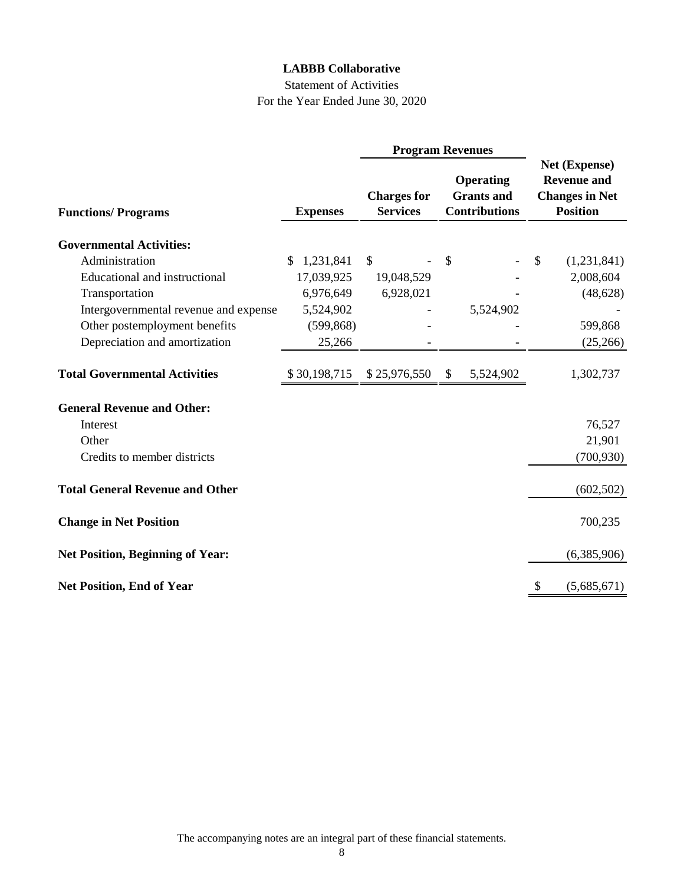# LABBB Collaborative

Statement of Activities

For the Year Ended June 30, 2020

| Functions/ Programs | Expenses | Program Revenues | | Net (Expense) Revenue and Changes in Net Position |
|---|---|---|---|---|
| | | Charges for Services | Operating Grants and Contributions | |
| **Governmental Activities:** | | | | |
| Administration | $ 1,231,841 | $ - | $ - | $ (1,231,841) |
| Educational and instructional | 17,039,925 | 19,048,529 | - | 2,008,604 |
| Transportation | 6,976,649 | 6,928,021 | - | (48,628) |
| Intergovernmental revenue and expense | 5,524,902 | - | 5,524,902 | - |
| Other postemployment benefits | (599,868) | - | - | 599,868 |
| Depreciation and amortization | 25,266 | - | - | (25,266) |
| **Total Governmental Activities** | $ 30,198,715 | $ 25,976,550 | $ 5,524,902 | 1,302,737 |
| **General Revenue and Other:** | | | | |
| Interest | | | | 76,527 |
| Other | | | | 21,901 |
| Credits to member districts | | | | (700,930) |
| **Total General Revenue and Other** | | | | (602,502) |
| **Change in Net Position** | | | | 700,235 |
| **Net Position, Beginning of Year:** | | | | (6,385,906) |
| **Net Position, End of Year** | | | | $ (5,685,671) |

The accompanying notes are an integral part of these financial statements.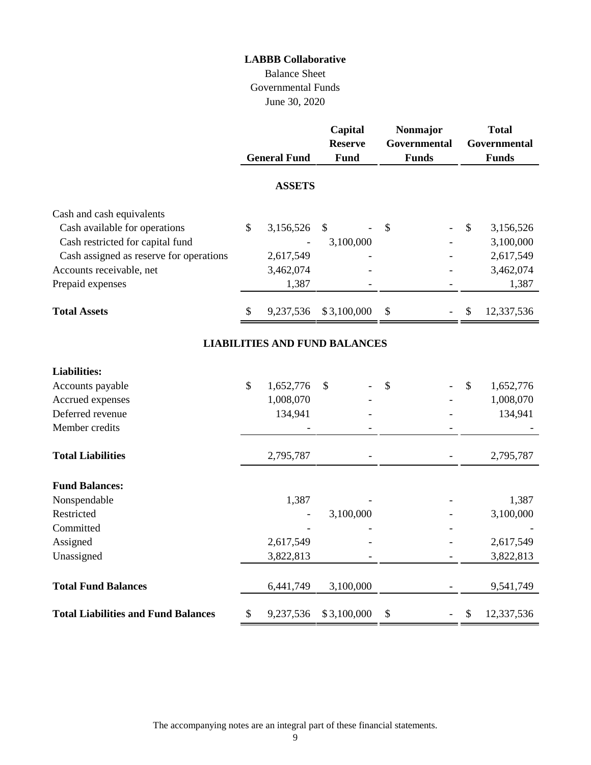# LABBB Collaborative

Balance Sheet
Governmental Funds
June 30, 2020

| | General Fund | Capital Reserve Fund | Nonmajor Governmental Funds | Total Governmental Funds |
|---|---|---|---|---|
| **ASSETS** | | | | |
| Cash and cash equivalents | | | | |
| Cash available for operations | $ 3,156,526 | $ - | $ - | $ 3,156,526 |
| Cash restricted for capital fund | - | 3,100,000 | - | 3,100,000 |
| Cash assigned as reserve for operations | 2,617,549 | - | - | 2,617,549 |
| Accounts receivable, net | 3,462,074 | - | - | 3,462,074 |
| Prepaid expenses | 1,387 | - | - | 1,387 |
| **Total Assets** | $ 9,237,536 | $ 3,100,000 | $ - | $ 12,337,536 |
| **LIABILITIES AND FUND BALANCES** | | | | |
| **Liabilities:** | | | | |
| Accounts payable | $ 1,652,776 | $ - | $ - | $ 1,652,776 |
| Accrued expenses | 1,008,070 | - | - | 1,008,070 |
| Deferred revenue | 134,941 | - | - | 134,941 |
| Member credits | - | - | - | - |
| **Total Liabilities** | 2,795,787 | - | - | 2,795,787 |
| **Fund Balances:** | | | | |
| Nonspendable | 1,387 | - | - | 1,387 |
| Restricted | - | 3,100,000 | - | 3,100,000 |
| Committed | - | - | - | - |
| Assigned | 2,617,549 | - | - | 2,617,549 |
| Unassigned | 3,822,813 | - | - | 3,822,813 |
| **Total Fund Balances** | 6,441,749 | 3,100,000 | - | 9,541,749 |
| **Total Liabilities and Fund Balances** | $ 9,237,536 | $ 3,100,000 | $ - | $ 12,337,536 |

The accompanying notes are an integral part of these financial statements.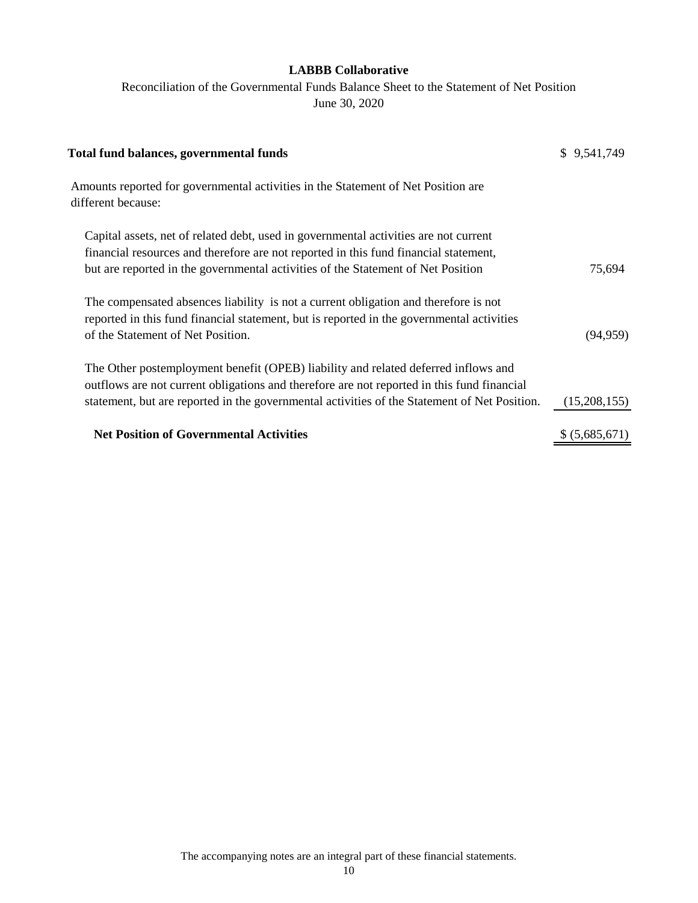# LABBB Collaborative

Reconciliation of the Governmental Funds Balance Sheet to the Statement of Net Position

June 30, 2020

| | |
|---|---|
| **Total fund balances, governmental funds** | $ 9,541,749 |
| Amounts reported for governmental activities in the Statement of Net Position are different because: | |
| Capital assets, net of related debt, used in governmental activities are not current financial resources and therefore are not reported in this fund financial statement, but are reported in the governmental activities of the Statement of Net Position | 75,694 |
| The compensated absences liability is not a current obligation and therefore is not reported in this fund financial statement, but is reported in the governmental activities of the Statement of Net Position. | (94,959) |
| The Other postemployment benefit (OPEB) liability and related deferred inflows and outflows are not current obligations and therefore are not reported in this fund financial statement, but are reported in the governmental activities of the Statement of Net Position. | (15,208,155) |
| **Net Position of Governmental Activities** | $ (5,685,671) |

The accompanying notes are an integral part of these financial statements.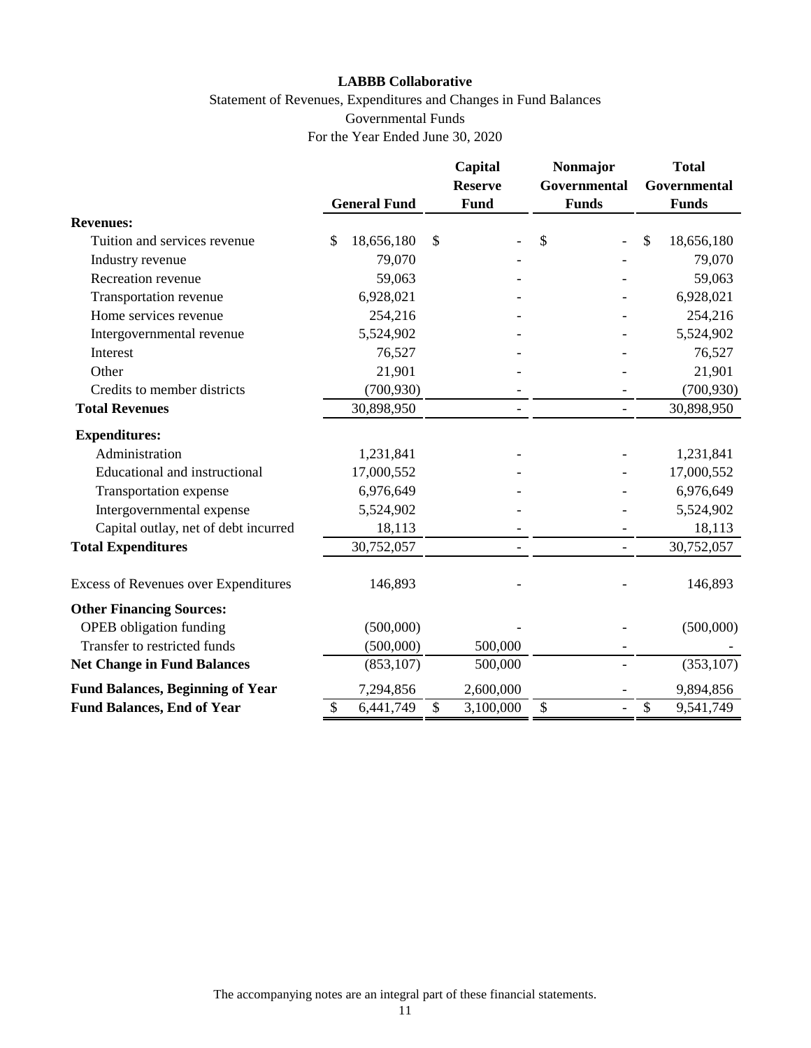**LABBB Collaborative**

Statement of Revenues, Expenditures and Changes in Fund Balances

Governmental Funds

For the Year Ended June 30, 2020

| | General Fund | Capital Reserve Fund | Nonmajor Governmental Funds | Total Governmental Funds |
|---|---|---|---|---|
| **Revenues:** | | | | |
| Tuition and services revenue | $ 18,656,180 | $ - | $ - | $ 18,656,180 |
| Industry revenue | 79,070 | - | - | 79,070 |
| Recreation revenue | 59,063 | - | - | 59,063 |
| Transportation revenue | 6,928,021 | - | - | 6,928,021 |
| Home services revenue | 254,216 | - | - | 254,216 |
| Intergovernmental revenue | 5,524,902 | - | - | 5,524,902 |
| Interest | 76,527 | - | - | 76,527 |
| Other | 21,901 | - | - | 21,901 |
| Credits to member districts | (700,930) | - | - | (700,930) |
| **Total Revenues** | 30,898,950 | - | - | 30,898,950 |
| **Expenditures:** | | | | |
| Administration | 1,231,841 | - | - | 1,231,841 |
| Educational and instructional | 17,000,552 | - | - | 17,000,552 |
| Transportation expense | 6,976,649 | - | - | 6,976,649 |
| Intergovernmental expense | 5,524,902 | - | - | 5,524,902 |
| Capital outlay, net of debt incurred | 18,113 | - | - | 18,113 |
| **Total Expenditures** | 30,752,057 | - | - | 30,752,057 |
| Excess of Revenues over Expenditures | 146,893 | - | - | 146,893 |
| **Other Financing Sources:** | | | | |
| OPEB obligation funding | (500,000) | - | - | (500,000) |
| Transfer to restricted funds | (500,000) | 500,000 | - | - |
| **Net Change in Fund Balances** | (853,107) | 500,000 | - | (353,107) |
| **Fund Balances, Beginning of Year** | 7,294,856 | 2,600,000 | - | 9,894,856 |
| **Fund Balances, End of Year** | $ 6,441,749 | $ 3,100,000 | $ - | $ 9,541,749 |

The accompanying notes are an integral part of these financial statements.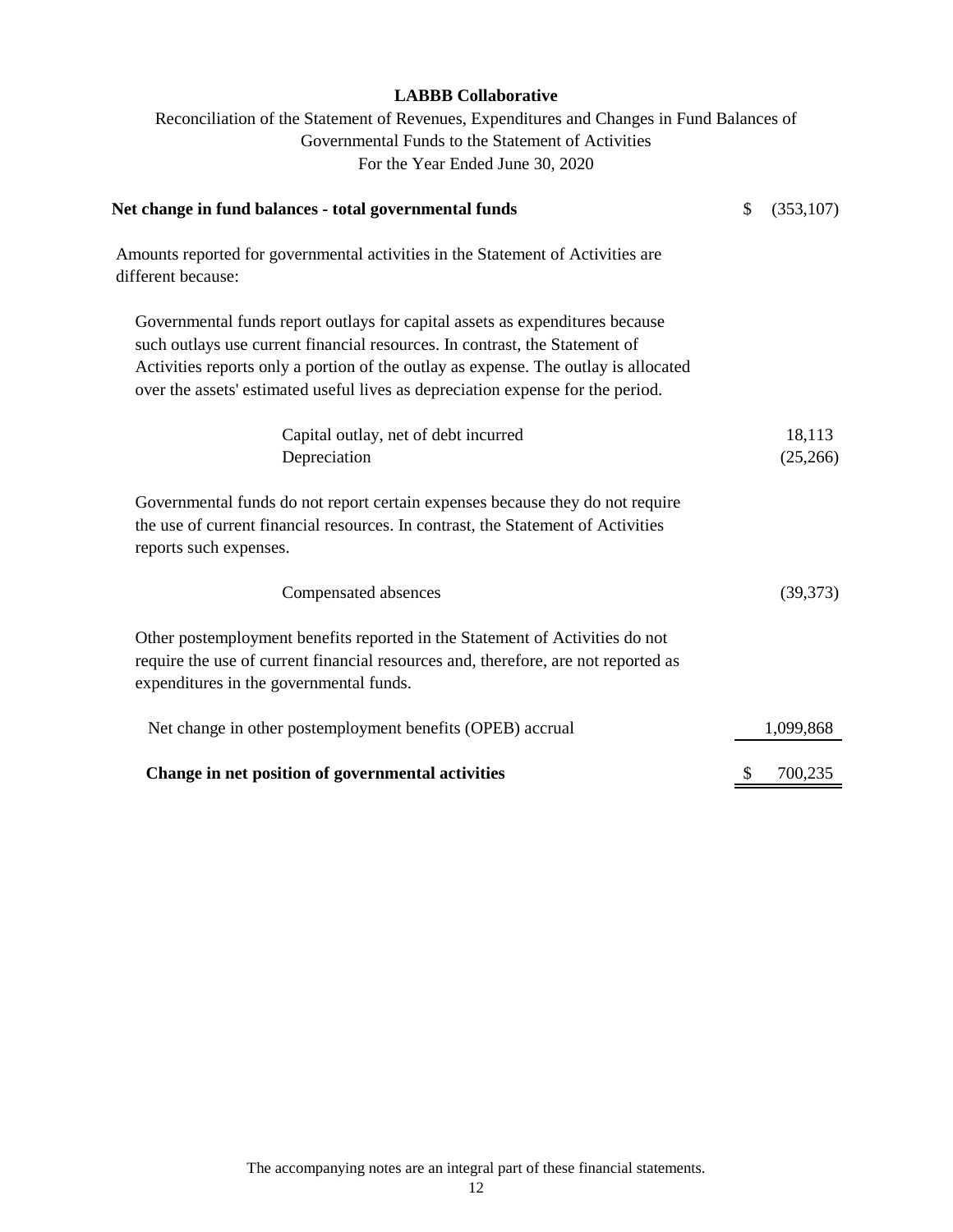**LABBB Collaborative**

Reconciliation of the Statement of Revenues, Expenditures and Changes in Fund Balances of Governmental Funds to the Statement of Activities

For the Year Ended June 30, 2020

| | |
|---|---|
| **Net change in fund balances - total governmental funds** | $ (353,107) |
| Amounts reported for governmental activities in the Statement of Activities are different because: | |
| Governmental funds report outlays for capital assets as expenditures because such outlays use current financial resources. In contrast, the Statement of Activities reports only a portion of the outlay as expense. The outlay is allocated over the assets' estimated useful lives as depreciation expense for the period. | |
| Capital outlay, net of debt incurred | 18,113 |
| Depreciation | (25,266) |
| Governmental funds do not report certain expenses because they do not require the use of current financial resources. In contrast, the Statement of Activities reports such expenses. | |
| Compensated absences | (39,373) |
| Other postemployment benefits reported in the Statement of Activities do not require the use of current financial resources and, therefore, are not reported as expenditures in the governmental funds. | |
| Net change in other postemployment benefits (OPEB) accrual | 1,099,868 |
| **Change in net position of governmental activities** | $ 700,235 |

The accompanying notes are an integral part of these financial statements.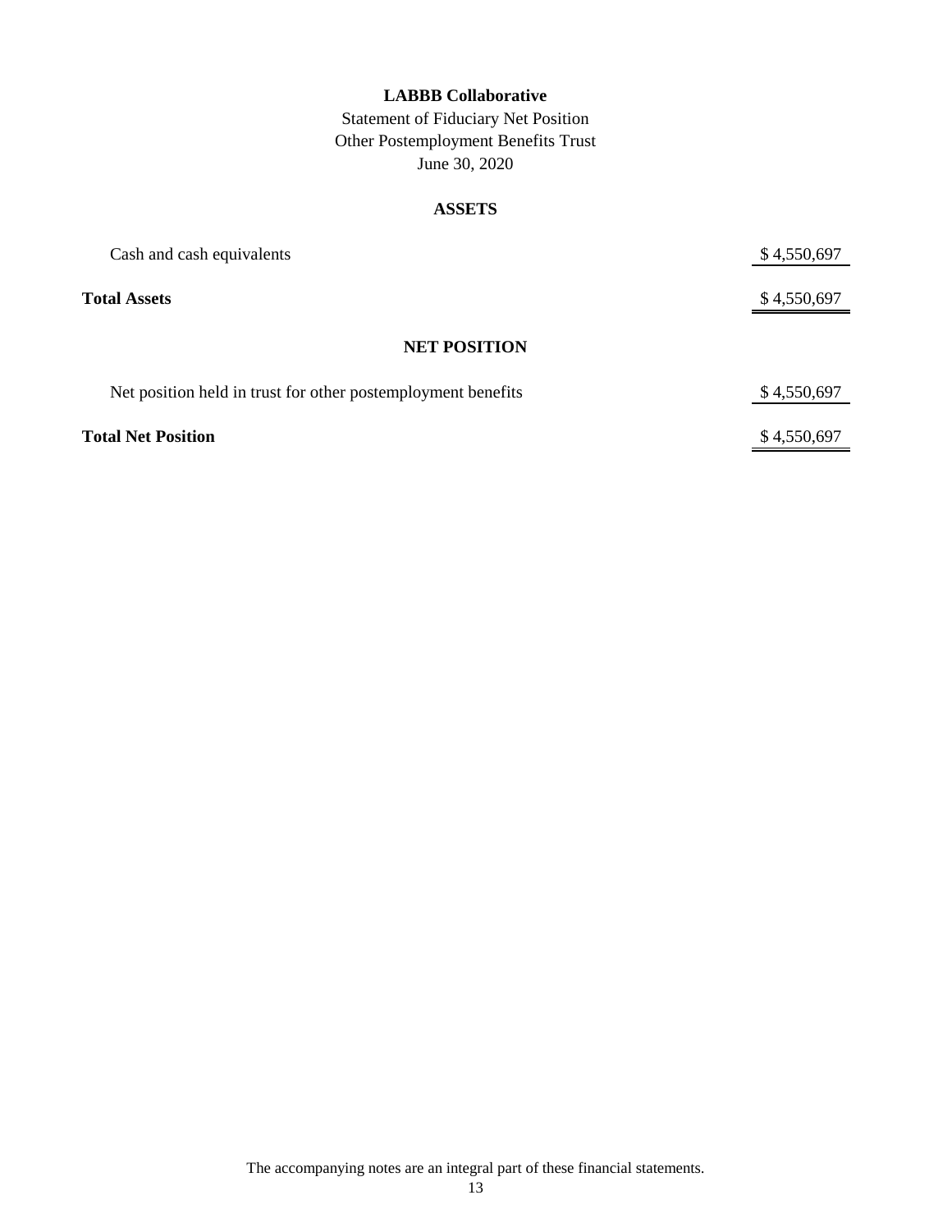**LABBB Collaborative**

Statement of Fiduciary Net Position
Other Postemployment Benefits Trust
June 30, 2020

**ASSETS**

| | |
|---|---|
| Cash and cash equivalents | $ 4,550,697 |
| **Total Assets** | $ 4,550,697 |

**NET POSITION**

| | |
|---|---|
| Net position held in trust for other postemployment benefits | $ 4,550,697 |
| **Total Net Position** | $ 4,550,697 |

The accompanying notes are an integral part of these financial statements.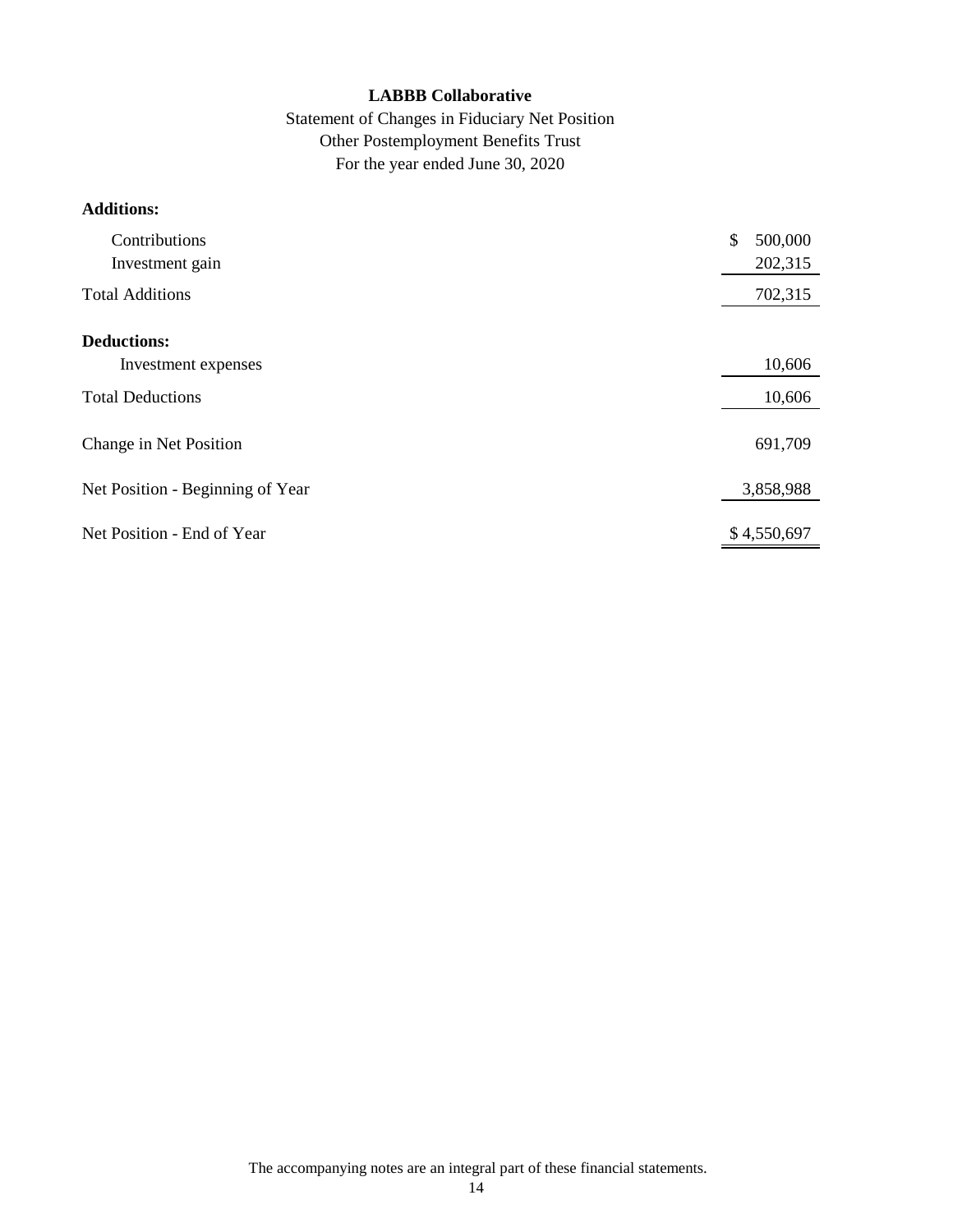**LABBB Collaborative**

Statement of Changes in Fiduciary Net Position
Other Postemployment Benefits Trust
For the year ended June 30, 2020

| | |
|---|---|
| **Additions:** | |
| Contributions | $ 500,000 |
| Investment gain | 202,315 |
| Total Additions | 702,315 |
| **Deductions:** | |
| Investment expenses | 10,606 |
| Total Deductions | 10,606 |
| Change in Net Position | 691,709 |
| Net Position - Beginning of Year | 3,858,988 |
| Net Position - End of Year | $ 4,550,697 |

The accompanying notes are an integral part of these financial statements.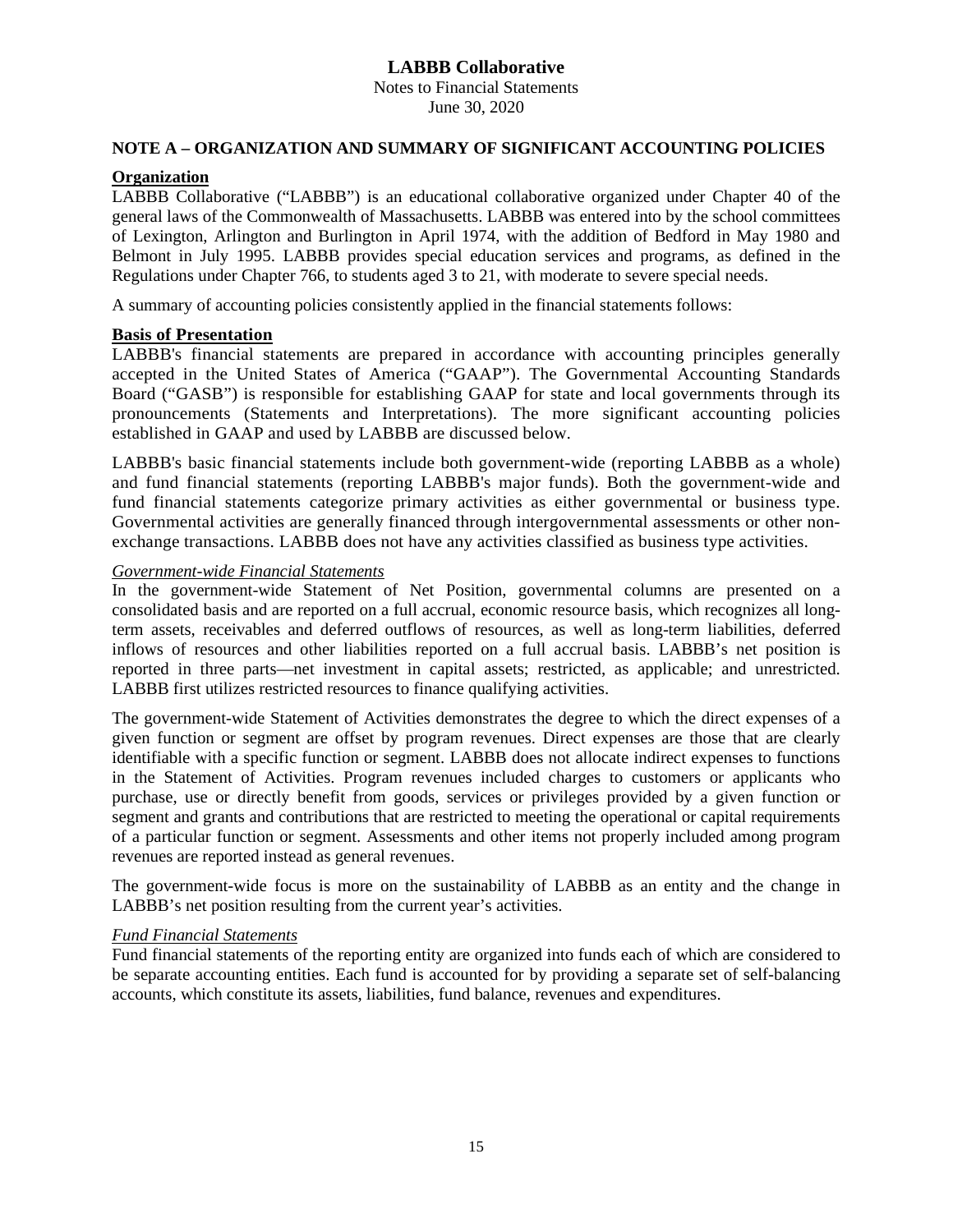**LABBB Collaborative**
Notes to Financial Statements
June 30, 2020

## NOTE A – ORGANIZATION AND SUMMARY OF SIGNIFICANT ACCOUNTING POLICIES

### Organization

LABBB Collaborative ("LABBB") is an educational collaborative organized under Chapter 40 of the general laws of the Commonwealth of Massachusetts. LABBB was entered into by the school committees of Lexington, Arlington and Burlington in April 1974, with the addition of Bedford in May 1980 and Belmont in July 1995. LABBB provides special education services and programs, as defined in the Regulations under Chapter 766, to students aged 3 to 21, with moderate to severe special needs.

A summary of accounting policies consistently applied in the financial statements follows:

### Basis of Presentation

LABBB's financial statements are prepared in accordance with accounting principles generally accepted in the United States of America ("GAAP"). The Governmental Accounting Standards Board ("GASB") is responsible for establishing GAAP for state and local governments through its pronouncements (Statements and Interpretations). The more significant accounting policies established in GAAP and used by LABBB are discussed below.

LABBB's basic financial statements include both government-wide (reporting LABBB as a whole) and fund financial statements (reporting LABBB's major funds). Both the government-wide and fund financial statements categorize primary activities as either governmental or business type. Governmental activities are generally financed through intergovernmental assessments or other non-exchange transactions. LABBB does not have any activities classified as business type activities.

*Government-wide Financial Statements*

In the government-wide Statement of Net Position, governmental columns are presented on a consolidated basis and are reported on a full accrual, economic resource basis, which recognizes all long-term assets, receivables and deferred outflows of resources, as well as long-term liabilities, deferred inflows of resources and other liabilities reported on a full accrual basis. LABBB's net position is reported in three parts—net investment in capital assets; restricted, as applicable; and unrestricted. LABBB first utilizes restricted resources to finance qualifying activities.

The government-wide Statement of Activities demonstrates the degree to which the direct expenses of a given function or segment are offset by program revenues. Direct expenses are those that are clearly identifiable with a specific function or segment. LABBB does not allocate indirect expenses to functions in the Statement of Activities. Program revenues included charges to customers or applicants who purchase, use or directly benefit from goods, services or privileges provided by a given function or segment and grants and contributions that are restricted to meeting the operational or capital requirements of a particular function or segment. Assessments and other items not properly included among program revenues are reported instead as general revenues.

The government-wide focus is more on the sustainability of LABBB as an entity and the change in LABBB's net position resulting from the current year's activities.

*Fund Financial Statements*

Fund financial statements of the reporting entity are organized into funds each of which are considered to be separate accounting entities. Each fund is accounted for by providing a separate set of self-balancing accounts, which constitute its assets, liabilities, fund balance, revenues and expenditures.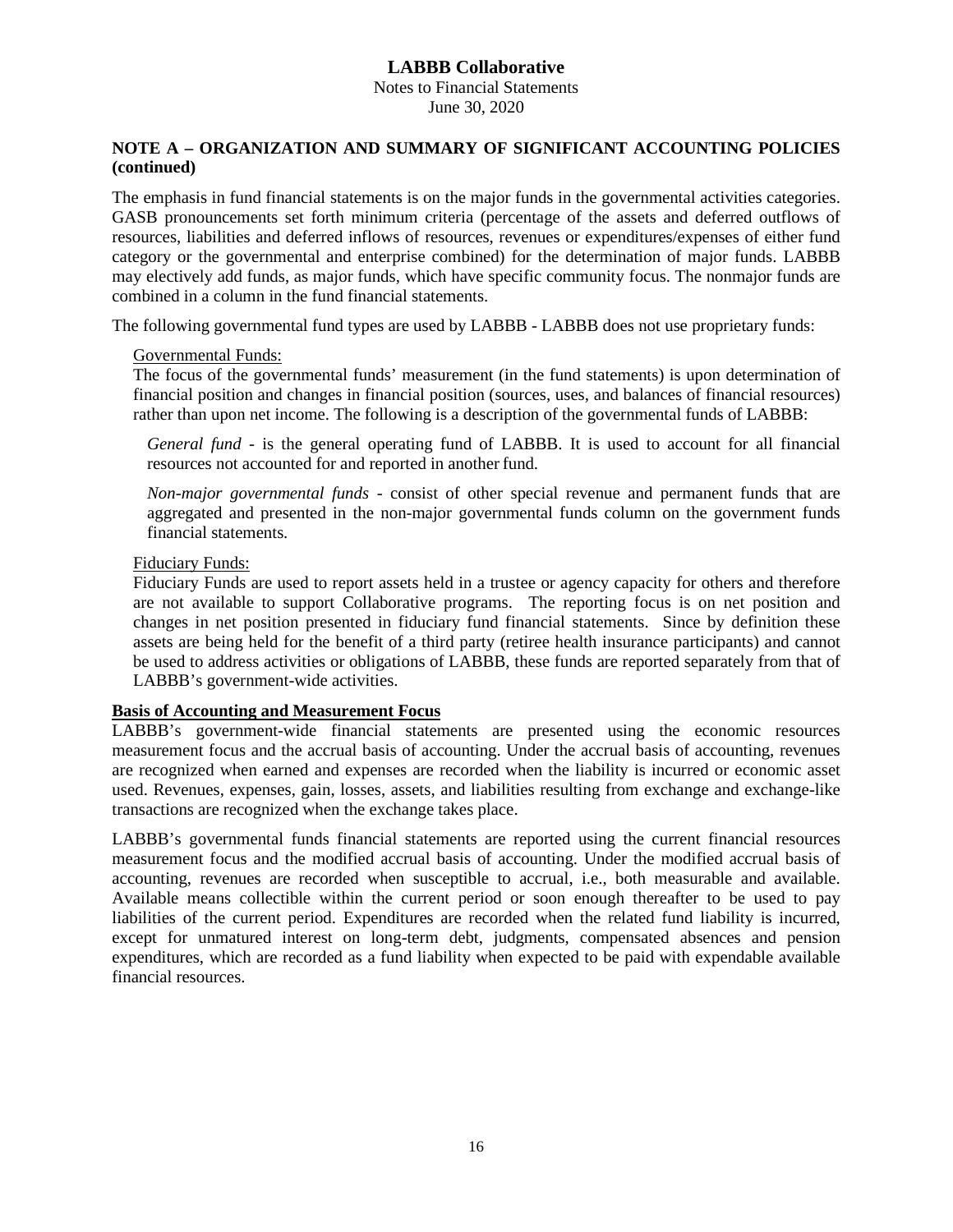## NOTE A – ORGANIZATION AND SUMMARY OF SIGNIFICANT ACCOUNTING POLICIES (continued)

The emphasis in fund financial statements is on the major funds in the governmental activities categories. GASB pronouncements set forth minimum criteria (percentage of the assets and deferred outflows of resources, liabilities and deferred inflows of resources, revenues or expenditures/expenses of either fund category or the governmental and enterprise combined) for the determination of major funds. LABBB may electively add funds, as major funds, which have specific community focus. The nonmajor funds are combined in a column in the fund financial statements.

The following governmental fund types are used by LABBB - LABBB does not use proprietary funds:

Governmental Funds:

The focus of the governmental funds' measurement (in the fund statements) is upon determination of financial position and changes in financial position (sources, uses, and balances of financial resources) rather than upon net income. The following is a description of the governmental funds of LABBB:

*General fund* - is the general operating fund of LABBB. It is used to account for all financial resources not accounted for and reported in another fund.

*Non-major governmental funds* - consist of other special revenue and permanent funds that are aggregated and presented in the non-major governmental funds column on the government funds financial statements.

Fiduciary Funds:

Fiduciary Funds are used to report assets held in a trustee or agency capacity for others and therefore are not available to support Collaborative programs. The reporting focus is on net position and changes in net position presented in fiduciary fund financial statements. Since by definition these assets are being held for the benefit of a third party (retiree health insurance participants) and cannot be used to address activities or obligations of LABBB, these funds are reported separately from that of LABBB's government-wide activities.

**Basis of Accounting and Measurement Focus**

LABBB's government-wide financial statements are presented using the economic resources measurement focus and the accrual basis of accounting. Under the accrual basis of accounting, revenues are recognized when earned and expenses are recorded when the liability is incurred or economic asset used. Revenues, expenses, gain, losses, assets, and liabilities resulting from exchange and exchange-like transactions are recognized when the exchange takes place.

LABBB's governmental funds financial statements are reported using the current financial resources measurement focus and the modified accrual basis of accounting. Under the modified accrual basis of accounting, revenues are recorded when susceptible to accrual, i.e., both measurable and available. Available means collectible within the current period or soon enough thereafter to be used to pay liabilities of the current period. Expenditures are recorded when the related fund liability is incurred, except for unmatured interest on long-term debt, judgments, compensated absences and pension expenditures, which are recorded as a fund liability when expected to be paid with expendable available financial resources.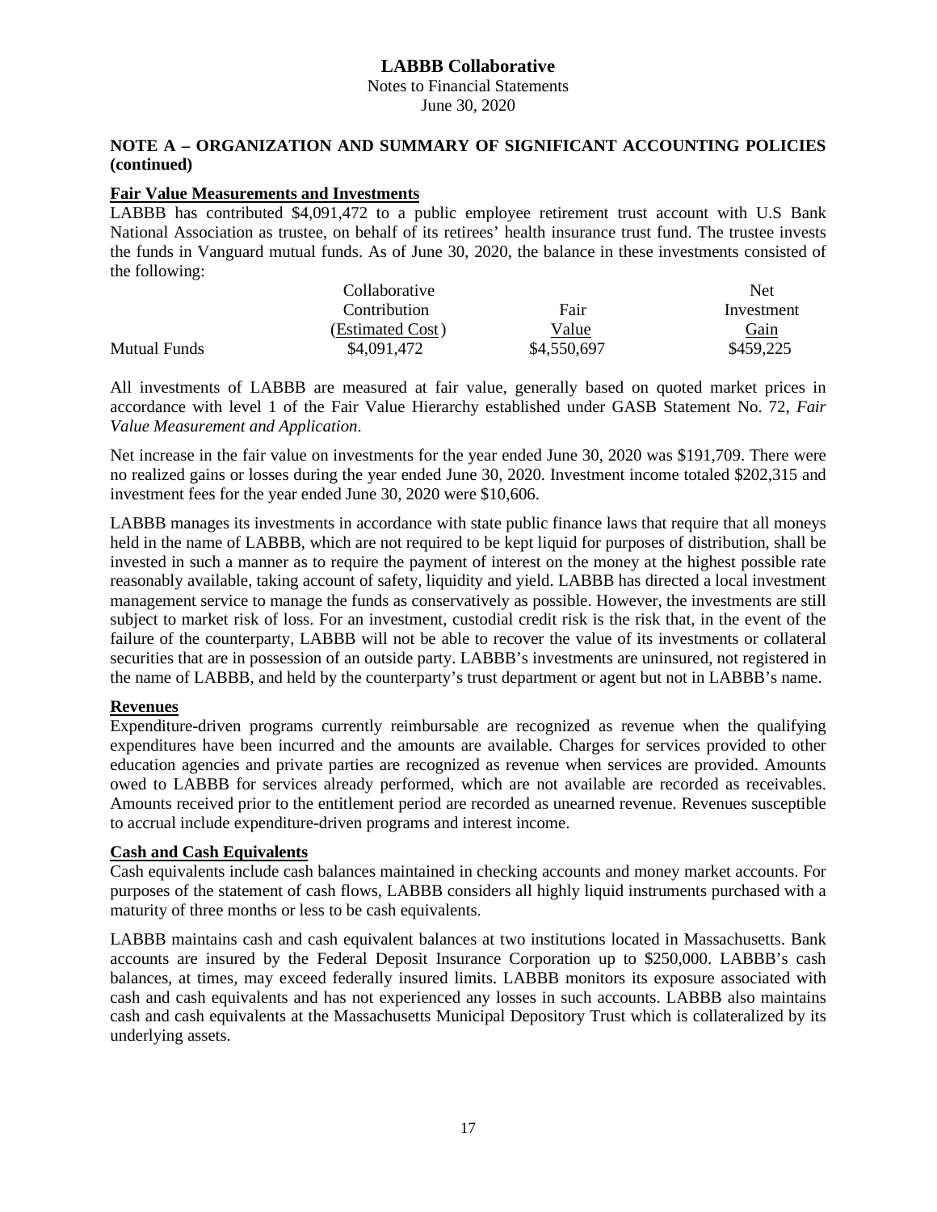## LABBB Collaborative

Notes to Financial Statements
June 30, 2020

### NOTE A – ORGANIZATION AND SUMMARY OF SIGNIFICANT ACCOUNTING POLICIES (continued)

**Fair Value Measurements and Investments**

LABBB has contributed $4,091,472 to a public employee retirement trust account with U.S Bank National Association as trustee, on behalf of its retirees' health insurance trust fund. The trustee invests the funds in Vanguard mutual funds. As of June 30, 2020, the balance in these investments consisted of the following:

| | Collaborative Contribution (Estimated Cost) | Fair Value | Net Investment Gain |
|---|---|---|---|
| Mutual Funds | $4,091,472 | $4,550,697 | $459,225 |

All investments of LABBB are measured at fair value, generally based on quoted market prices in accordance with level 1 of the Fair Value Hierarchy established under GASB Statement No. 72, *Fair Value Measurement and Application*.

Net increase in the fair value on investments for the year ended June 30, 2020 was $191,709. There were no realized gains or losses during the year ended June 30, 2020. Investment income totaled $202,315 and investment fees for the year ended June 30, 2020 were $10,606.

LABBB manages its investments in accordance with state public finance laws that require that all moneys held in the name of LABBB, which are not required to be kept liquid for purposes of distribution, shall be invested in such a manner as to require the payment of interest on the money at the highest possible rate reasonably available, taking account of safety, liquidity and yield. LABBB has directed a local investment management service to manage the funds as conservatively as possible. However, the investments are still subject to market risk of loss. For an investment, custodial credit risk is the risk that, in the event of the failure of the counterparty, LABBB will not be able to recover the value of its investments or collateral securities that are in possession of an outside party. LABBB's investments are uninsured, not registered in the name of LABBB, and held by the counterparty's trust department or agent but not in LABBB's name.

**Revenues**

Expenditure-driven programs currently reimbursable are recognized as revenue when the qualifying expenditures have been incurred and the amounts are available. Charges for services provided to other education agencies and private parties are recognized as revenue when services are provided. Amounts owed to LABBB for services already performed, which are not available are recorded as receivables. Amounts received prior to the entitlement period are recorded as unearned revenue. Revenues susceptible to accrual include expenditure-driven programs and interest income.

**Cash and Cash Equivalents**

Cash equivalents include cash balances maintained in checking accounts and money market accounts. For purposes of the statement of cash flows, LABBB considers all highly liquid instruments purchased with a maturity of three months or less to be cash equivalents.

LABBB maintains cash and cash equivalent balances at two institutions located in Massachusetts. Bank accounts are insured by the Federal Deposit Insurance Corporation up to $250,000. LABBB's cash balances, at times, may exceed federally insured limits. LABBB monitors its exposure associated with cash and cash equivalents and has not experienced any losses in such accounts. LABBB also maintains cash and cash equivalents at the Massachusetts Municipal Depository Trust which is collateralized by its underlying assets.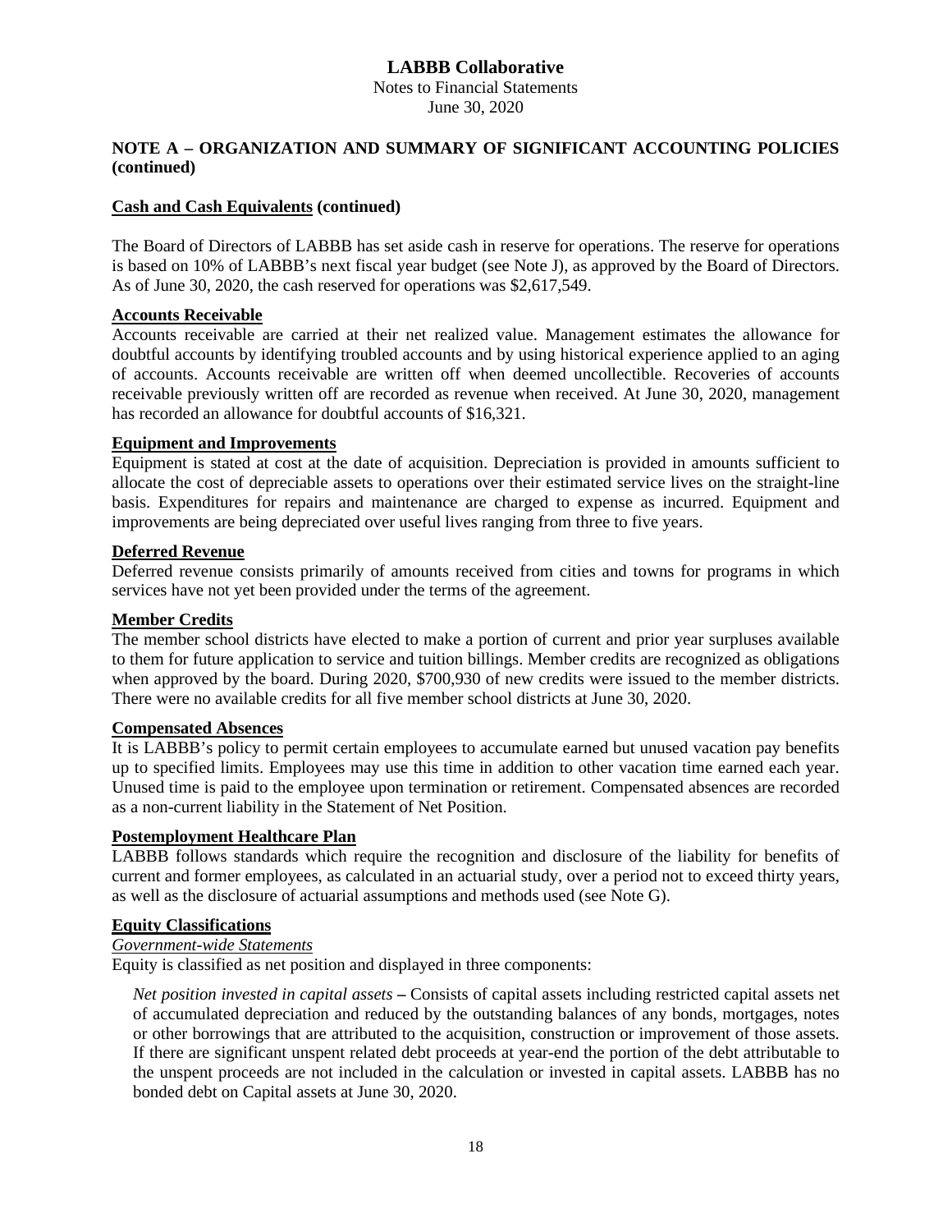**NOTE A – ORGANIZATION AND SUMMARY OF SIGNIFICANT ACCOUNTING POLICIES (continued)**

**Cash and Cash Equivalents (continued)**

The Board of Directors of LABBB has set aside cash in reserve for operations. The reserve for operations is based on 10% of LABBB's next fiscal year budget (see Note J), as approved by the Board of Directors. As of June 30, 2020, the cash reserved for operations was $2,617,549.

**Accounts Receivable**

Accounts receivable are carried at their net realized value. Management estimates the allowance for doubtful accounts by identifying troubled accounts and by using historical experience applied to an aging of accounts. Accounts receivable are written off when deemed uncollectible. Recoveries of accounts receivable previously written off are recorded as revenue when received. At June 30, 2020, management has recorded an allowance for doubtful accounts of $16,321.

**Equipment and Improvements**

Equipment is stated at cost at the date of acquisition. Depreciation is provided in amounts sufficient to allocate the cost of depreciable assets to operations over their estimated service lives on the straight-line basis. Expenditures for repairs and maintenance are charged to expense as incurred. Equipment and improvements are being depreciated over useful lives ranging from three to five years.

**Deferred Revenue**

Deferred revenue consists primarily of amounts received from cities and towns for programs in which services have not yet been provided under the terms of the agreement.

**Member Credits**

The member school districts have elected to make a portion of current and prior year surpluses available to them for future application to service and tuition billings. Member credits are recognized as obligations when approved by the board. During 2020, $700,930 of new credits were issued to the member districts. There were no available credits for all five member school districts at June 30, 2020.

**Compensated Absences**

It is LABBB's policy to permit certain employees to accumulate earned but unused vacation pay benefits up to specified limits. Employees may use this time in addition to other vacation time earned each year. Unused time is paid to the employee upon termination or retirement. Compensated absences are recorded as a non-current liability in the Statement of Net Position.

**Postemployment Healthcare Plan**

LABBB follows standards which require the recognition and disclosure of the liability for benefits of current and former employees, as calculated in an actuarial study, over a period not to exceed thirty years, as well as the disclosure of actuarial assumptions and methods used (see Note G).

**Equity Classifications**

*Government-wide Statements*

Equity is classified as net position and displayed in three components:

*Net position invested in capital assets* **–** Consists of capital assets including restricted capital assets net of accumulated depreciation and reduced by the outstanding balances of any bonds, mortgages, notes or other borrowings that are attributed to the acquisition, construction or improvement of those assets. If there are significant unspent related debt proceeds at year-end the portion of the debt attributable to the unspent proceeds are not included in the calculation or invested in capital assets. LABBB has no bonded debt on Capital assets at June 30, 2020.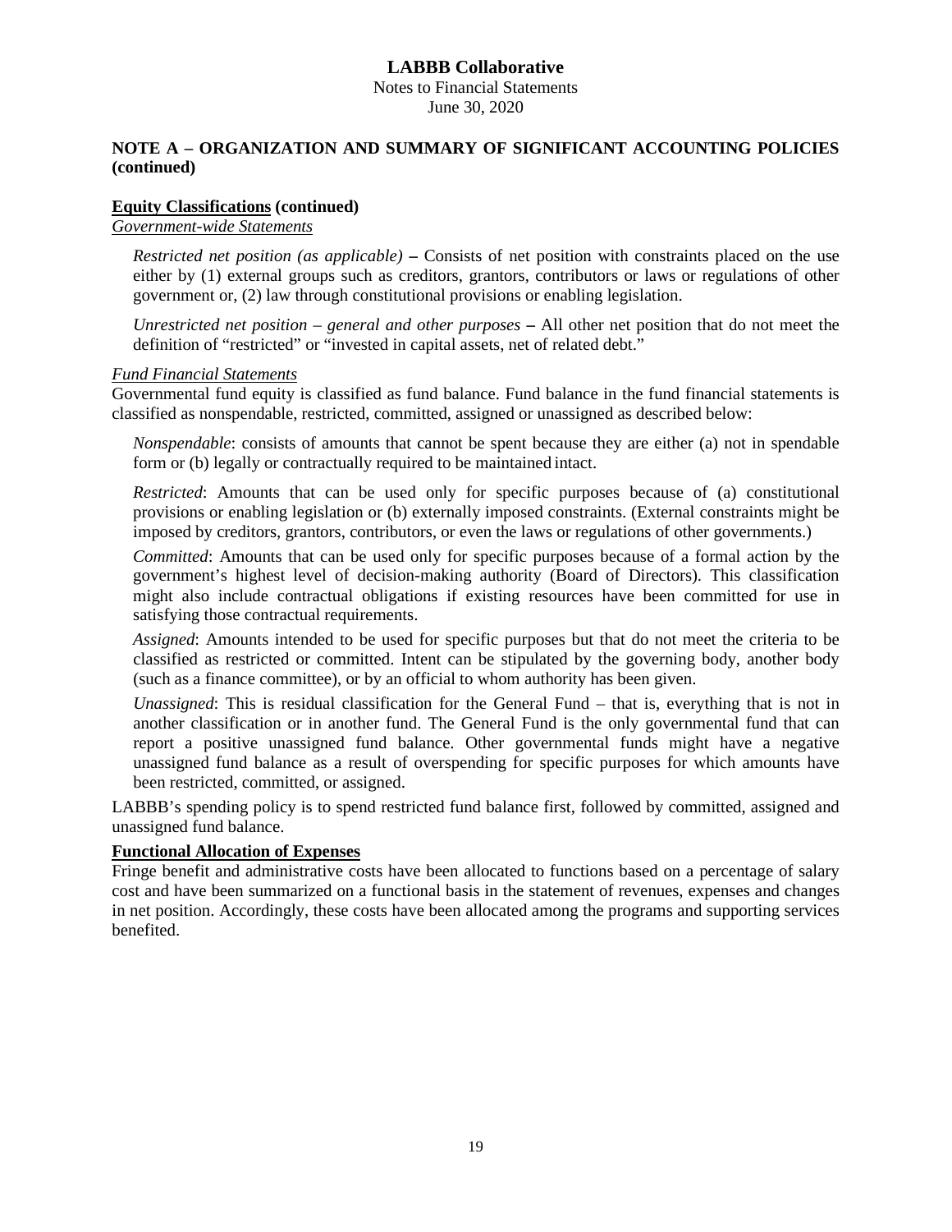# LABBB Collaborative

Notes to Financial Statements
June 30, 2020

## NOTE A – ORGANIZATION AND SUMMARY OF SIGNIFICANT ACCOUNTING POLICIES (continued)

### Equity Classifications (continued)

*Government-wide Statements*

*Restricted net position (as applicable)* **–** Consists of net position with constraints placed on the use either by (1) external groups such as creditors, grantors, contributors or laws or regulations of other government or, (2) law through constitutional provisions or enabling legislation.

*Unrestricted net position – general and other purposes* **–** All other net position that do not meet the definition of "restricted" or "invested in capital assets, net of related debt."

*Fund Financial Statements*

Governmental fund equity is classified as fund balance. Fund balance in the fund financial statements is classified as nonspendable, restricted, committed, assigned or unassigned as described below:

*Nonspendable*: consists of amounts that cannot be spent because they are either (a) not in spendable form or (b) legally or contractually required to be maintained intact.

*Restricted*: Amounts that can be used only for specific purposes because of (a) constitutional provisions or enabling legislation or (b) externally imposed constraints. (External constraints might be imposed by creditors, grantors, contributors, or even the laws or regulations of other governments.)

*Committed*: Amounts that can be used only for specific purposes because of a formal action by the government's highest level of decision-making authority (Board of Directors). This classification might also include contractual obligations if existing resources have been committed for use in satisfying those contractual requirements.

*Assigned*: Amounts intended to be used for specific purposes but that do not meet the criteria to be classified as restricted or committed. Intent can be stipulated by the governing body, another body (such as a finance committee), or by an official to whom authority has been given.

*Unassigned*: This is residual classification for the General Fund – that is, everything that is not in another classification or in another fund. The General Fund is the only governmental fund that can report a positive unassigned fund balance. Other governmental funds might have a negative unassigned fund balance as a result of overspending for specific purposes for which amounts have been restricted, committed, or assigned.

LABBB's spending policy is to spend restricted fund balance first, followed by committed, assigned and unassigned fund balance.

### Functional Allocation of Expenses

Fringe benefit and administrative costs have been allocated to functions based on a percentage of salary cost and have been summarized on a functional basis in the statement of revenues, expenses and changes in net position. Accordingly, these costs have been allocated among the programs and supporting services benefited.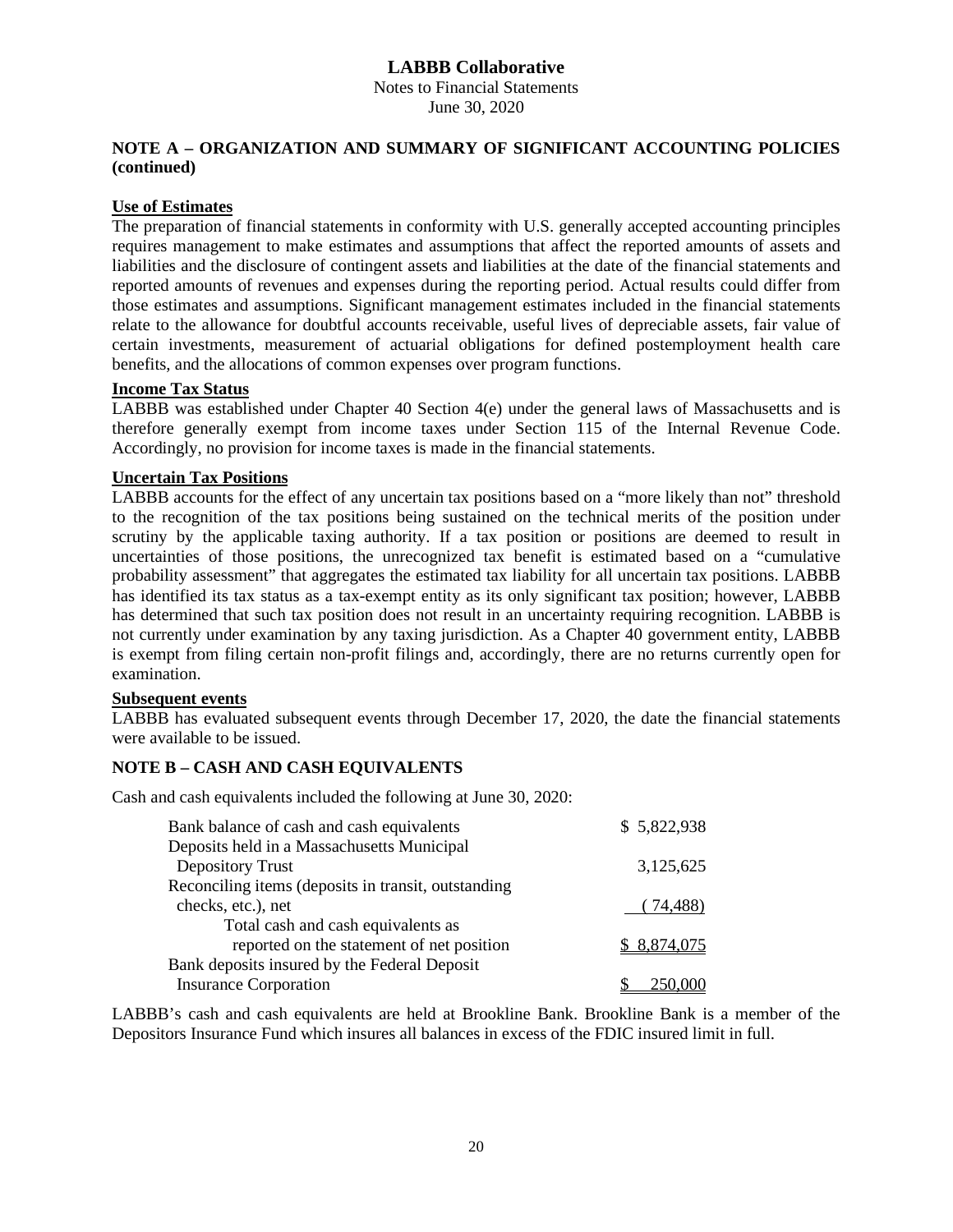# LABBB Collaborative

Notes to Financial Statements
June 30, 2020

## NOTE A – ORGANIZATION AND SUMMARY OF SIGNIFICANT ACCOUNTING POLICIES (continued)

### Use of Estimates

The preparation of financial statements in conformity with U.S. generally accepted accounting principles requires management to make estimates and assumptions that affect the reported amounts of assets and liabilities and the disclosure of contingent assets and liabilities at the date of the financial statements and reported amounts of revenues and expenses during the reporting period. Actual results could differ from those estimates and assumptions. Significant management estimates included in the financial statements relate to the allowance for doubtful accounts receivable, useful lives of depreciable assets, fair value of certain investments, measurement of actuarial obligations for defined postemployment health care benefits, and the allocations of common expenses over program functions.

### Income Tax Status

LABBB was established under Chapter 40 Section 4(e) under the general laws of Massachusetts and is therefore generally exempt from income taxes under Section 115 of the Internal Revenue Code. Accordingly, no provision for income taxes is made in the financial statements.

### Uncertain Tax Positions

LABBB accounts for the effect of any uncertain tax positions based on a "more likely than not" threshold to the recognition of the tax positions being sustained on the technical merits of the position under scrutiny by the applicable taxing authority. If a tax position or positions are deemed to result in uncertainties of those positions, the unrecognized tax benefit is estimated based on a "cumulative probability assessment" that aggregates the estimated tax liability for all uncertain tax positions. LABBB has identified its tax status as a tax-exempt entity as its only significant tax position; however, LABBB has determined that such tax position does not result in an uncertainty requiring recognition. LABBB is not currently under examination by any taxing jurisdiction. As a Chapter 40 government entity, LABBB is exempt from filing certain non-profit filings and, accordingly, there are no returns currently open for examination.

### Subsequent events

LABBB has evaluated subsequent events through December 17, 2020, the date the financial statements were available to be issued.

## NOTE B – CASH AND CASH EQUIVALENTS

Cash and cash equivalents included the following at June 30, 2020:

| | |
|---|---|
| Bank balance of cash and cash equivalents | $ 5,822,938 |
| Deposits held in a Massachusetts Municipal Depository Trust | 3,125,625 |
| Reconciling items (deposits in transit, outstanding checks, etc.), net | ( 74,488) |
| Total cash and cash equivalents as reported on the statement of net position | $ 8,874,075 |
| Bank deposits insured by the Federal Deposit Insurance Corporation | $ 250,000 |

LABBB's cash and cash equivalents are held at Brookline Bank. Brookline Bank is a member of the Depositors Insurance Fund which insures all balances in excess of the FDIC insured limit in full.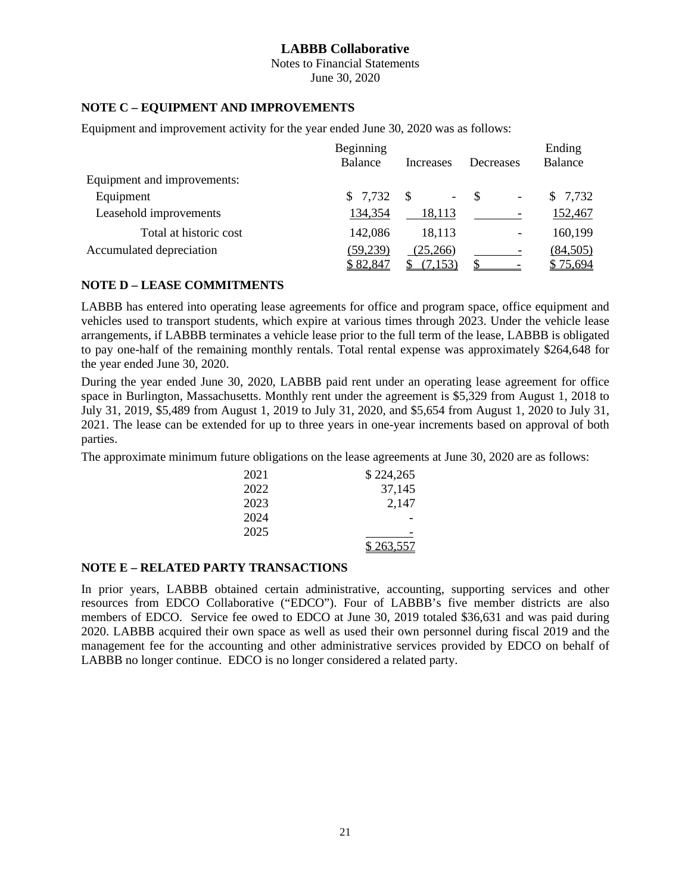# LABBB Collaborative

Notes to Financial Statements
June 30, 2020

## NOTE C – EQUIPMENT AND IMPROVEMENTS

Equipment and improvement activity for the year ended June 30, 2020 was as follows:

| | Beginning Balance | Increases | Decreases | Ending Balance |
|---|---|---|---|---|
| Equipment and improvements: | | | | |
| Equipment | $ 7,732 | $ - | $ - | $ 7,732 |
| Leasehold improvements | 134,354 | 18,113 | - | 152,467 |
| Total at historic cost | 142,086 | 18,113 | - | 160,199 |
| Accumulated depreciation | (59,239) | (25,266) | - | (84,505) |
| | $ 82,847 | $ (7,153) | $ - | $ 75,694 |

## NOTE D – LEASE COMMITMENTS

LABBB has entered into operating lease agreements for office and program space, office equipment and vehicles used to transport students, which expire at various times through 2023. Under the vehicle lease arrangements, if LABBB terminates a vehicle lease prior to the full term of the lease, LABBB is obligated to pay one-half of the remaining monthly rentals. Total rental expense was approximately $264,648 for the year ended June 30, 2020.

During the year ended June 30, 2020, LABBB paid rent under an operating lease agreement for office space in Burlington, Massachusetts. Monthly rent under the agreement is $5,329 from August 1, 2018 to July 31, 2019, $5,489 from August 1, 2019 to July 31, 2020, and $5,654 from August 1, 2020 to July 31, 2021. The lease can be extended for up to three years in one-year increments based on approval of both parties.

The approximate minimum future obligations on the lease agreements at June 30, 2020 are as follows:

| | |
|---|---|
| 2021 | $ 224,265 |
| 2022 | 37,145 |
| 2023 | 2,147 |
| 2024 | - |
| 2025 | - |
| | $ 263,557 |

## NOTE E – RELATED PARTY TRANSACTIONS

In prior years, LABBB obtained certain administrative, accounting, supporting services and other resources from EDCO Collaborative ("EDCO"). Four of LABBB's five member districts are also members of EDCO. Service fee owed to EDCO at June 30, 2019 totaled $36,631 and was paid during 2020. LABBB acquired their own space as well as used their own personnel during fiscal 2019 and the management fee for the accounting and other administrative services provided by EDCO on behalf of LABBB no longer continue. EDCO is no longer considered a related party.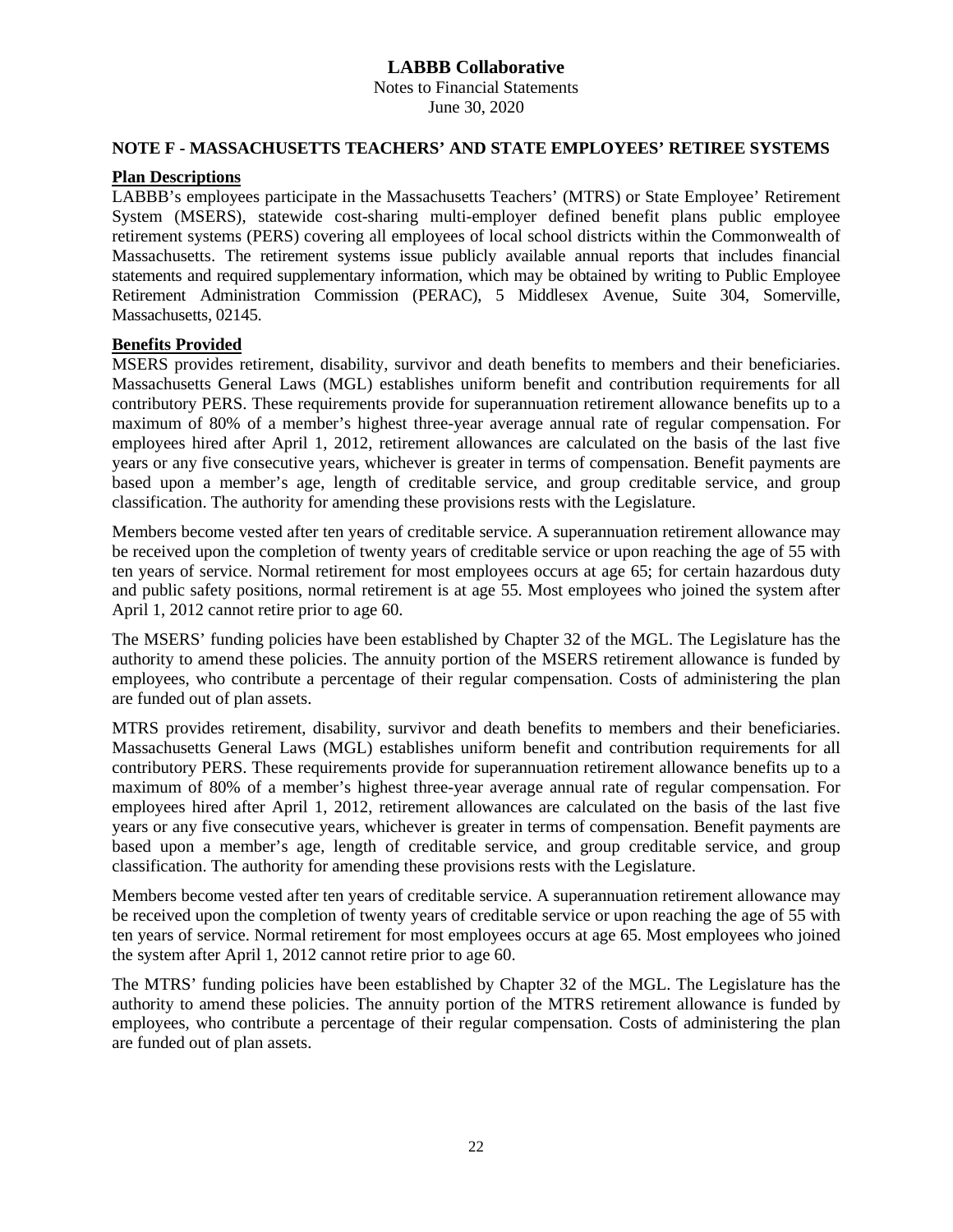## NOTE F - MASSACHUSETTS TEACHERS' AND STATE EMPLOYEES' RETIREE SYSTEMS

**Plan Descriptions**

LABBB's employees participate in the Massachusetts Teachers' (MTRS) or State Employee' Retirement System (MSERS), statewide cost-sharing multi-employer defined benefit plans public employee retirement systems (PERS) covering all employees of local school districts within the Commonwealth of Massachusetts. The retirement systems issue publicly available annual reports that includes financial statements and required supplementary information, which may be obtained by writing to Public Employee Retirement Administration Commission (PERAC), 5 Middlesex Avenue, Suite 304, Somerville, Massachusetts, 02145.

**Benefits Provided**

MSERS provides retirement, disability, survivor and death benefits to members and their beneficiaries. Massachusetts General Laws (MGL) establishes uniform benefit and contribution requirements for all contributory PERS. These requirements provide for superannuation retirement allowance benefits up to a maximum of 80% of a member's highest three-year average annual rate of regular compensation. For employees hired after April 1, 2012, retirement allowances are calculated on the basis of the last five years or any five consecutive years, whichever is greater in terms of compensation. Benefit payments are based upon a member's age, length of creditable service, and group creditable service, and group classification. The authority for amending these provisions rests with the Legislature.

Members become vested after ten years of creditable service. A superannuation retirement allowance may be received upon the completion of twenty years of creditable service or upon reaching the age of 55 with ten years of service. Normal retirement for most employees occurs at age 65; for certain hazardous duty and public safety positions, normal retirement is at age 55. Most employees who joined the system after April 1, 2012 cannot retire prior to age 60.

The MSERS' funding policies have been established by Chapter 32 of the MGL. The Legislature has the authority to amend these policies. The annuity portion of the MSERS retirement allowance is funded by employees, who contribute a percentage of their regular compensation. Costs of administering the plan are funded out of plan assets.

MTRS provides retirement, disability, survivor and death benefits to members and their beneficiaries. Massachusetts General Laws (MGL) establishes uniform benefit and contribution requirements for all contributory PERS. These requirements provide for superannuation retirement allowance benefits up to a maximum of 80% of a member's highest three-year average annual rate of regular compensation. For employees hired after April 1, 2012, retirement allowances are calculated on the basis of the last five years or any five consecutive years, whichever is greater in terms of compensation. Benefit payments are based upon a member's age, length of creditable service, and group creditable service, and group classification. The authority for amending these provisions rests with the Legislature.

Members become vested after ten years of creditable service. A superannuation retirement allowance may be received upon the completion of twenty years of creditable service or upon reaching the age of 55 with ten years of service. Normal retirement for most employees occurs at age 65. Most employees who joined the system after April 1, 2012 cannot retire prior to age 60.

The MTRS' funding policies have been established by Chapter 32 of the MGL. The Legislature has the authority to amend these policies. The annuity portion of the MTRS retirement allowance is funded by employees, who contribute a percentage of their regular compensation. Costs of administering the plan are funded out of plan assets.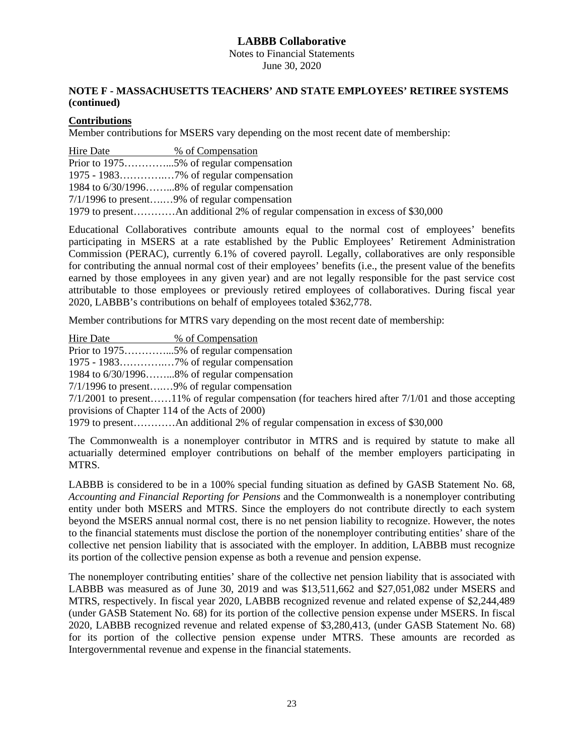# LABBB Collaborative

Notes to Financial Statements
June 30, 2020

## NOTE F - MASSACHUSETTS TEACHERS' AND STATE EMPLOYEES' RETIREE SYSTEMS (continued)

### Contributions

Member contributions for MSERS vary depending on the most recent date of membership:

| Hire Date | % of Compensation |
|---|---|
| Prior to 1975 | 5% of regular compensation |
| 1975 - 1983 | 7% of regular compensation |
| 1984 to 6/30/1996 | 8% of regular compensation |
| 7/1/1996 to present | 9% of regular compensation |
| 1979 to present | An additional 2% of regular compensation in excess of $30,000 |

Educational Collaboratives contribute amounts equal to the normal cost of employees' benefits participating in MSERS at a rate established by the Public Employees' Retirement Administration Commission (PERAC), currently 6.1% of covered payroll. Legally, collaboratives are only responsible for contributing the annual normal cost of their employees' benefits (i.e., the present value of the benefits earned by those employees in any given year) and are not legally responsible for the past service cost attributable to those employees or previously retired employees of collaboratives. During fiscal year 2020, LABBB's contributions on behalf of employees totaled $362,778.

Member contributions for MTRS vary depending on the most recent date of membership:

| Hire Date | % of Compensation |
|---|---|
| Prior to 1975 | 5% of regular compensation |
| 1975 - 1983 | 7% of regular compensation |
| 1984 to 6/30/1996 | 8% of regular compensation |
| 7/1/1996 to present | 9% of regular compensation |
| 7/1/2001 to present | 11% of regular compensation (for teachers hired after 7/1/01 and those accepting provisions of Chapter 114 of the Acts of 2000) |
| 1979 to present | An additional 2% of regular compensation in excess of $30,000 |

The Commonwealth is a nonemployer contributor in MTRS and is required by statute to make all actuarially determined employer contributions on behalf of the member employers participating in MTRS.

LABBB is considered to be in a 100% special funding situation as defined by GASB Statement No. 68, *Accounting and Financial Reporting for Pensions* and the Commonwealth is a nonemployer contributing entity under both MSERS and MTRS. Since the employers do not contribute directly to each system beyond the MSERS annual normal cost, there is no net pension liability to recognize. However, the notes to the financial statements must disclose the portion of the nonemployer contributing entities' share of the collective net pension liability that is associated with the employer. In addition, LABBB must recognize its portion of the collective pension expense as both a revenue and pension expense.

The nonemployer contributing entities' share of the collective net pension liability that is associated with LABBB was measured as of June 30, 2019 and was $13,511,662 and $27,051,082 under MSERS and MTRS, respectively. In fiscal year 2020, LABBB recognized revenue and related expense of $2,244,489 (under GASB Statement No. 68) for its portion of the collective pension expense under MSERS. In fiscal 2020, LABBB recognized revenue and related expense of $3,280,413, (under GASB Statement No. 68) for its portion of the collective pension expense under MTRS. These amounts are recorded as Intergovernmental revenue and expense in the financial statements.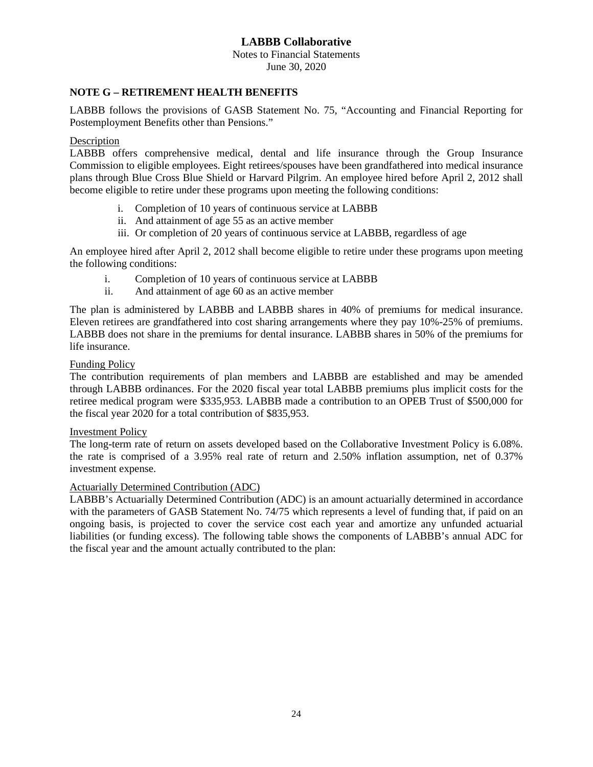## NOTE G – RETIREMENT HEALTH BENEFITS

LABBB follows the provisions of GASB Statement No. 75, "Accounting and Financial Reporting for Postemployment Benefits other than Pensions."

Description

LABBB offers comprehensive medical, dental and life insurance through the Group Insurance Commission to eligible employees. Eight retirees/spouses have been grandfathered into medical insurance plans through Blue Cross Blue Shield or Harvard Pilgrim. An employee hired before April 2, 2012 shall become eligible to retire under these programs upon meeting the following conditions:

i. Completion of 10 years of continuous service at LABBB
ii. And attainment of age 55 as an active member
iii. Or completion of 20 years of continuous service at LABBB, regardless of age

An employee hired after April 2, 2012 shall become eligible to retire under these programs upon meeting the following conditions:

i. Completion of 10 years of continuous service at LABBB
ii. And attainment of age 60 as an active member

The plan is administered by LABBB and LABBB shares in 40% of premiums for medical insurance. Eleven retirees are grandfathered into cost sharing arrangements where they pay 10%-25% of premiums. LABBB does not share in the premiums for dental insurance. LABBB shares in 50% of the premiums for life insurance.

Funding Policy

The contribution requirements of plan members and LABBB are established and may be amended through LABBB ordinances. For the 2020 fiscal year total LABBB premiums plus implicit costs for the retiree medical program were $335,953. LABBB made a contribution to an OPEB Trust of $500,000 for the fiscal year 2020 for a total contribution of $835,953.

Investment Policy

The long-term rate of return on assets developed based on the Collaborative Investment Policy is 6.08%. the rate is comprised of a 3.95% real rate of return and 2.50% inflation assumption, net of 0.37% investment expense.

Actuarially Determined Contribution (ADC)

LABBB's Actuarially Determined Contribution (ADC) is an amount actuarially determined in accordance with the parameters of GASB Statement No. 74/75 which represents a level of funding that, if paid on an ongoing basis, is projected to cover the service cost each year and amortize any unfunded actuarial liabilities (or funding excess). The following table shows the components of LABBB's annual ADC for the fiscal year and the amount actually contributed to the plan: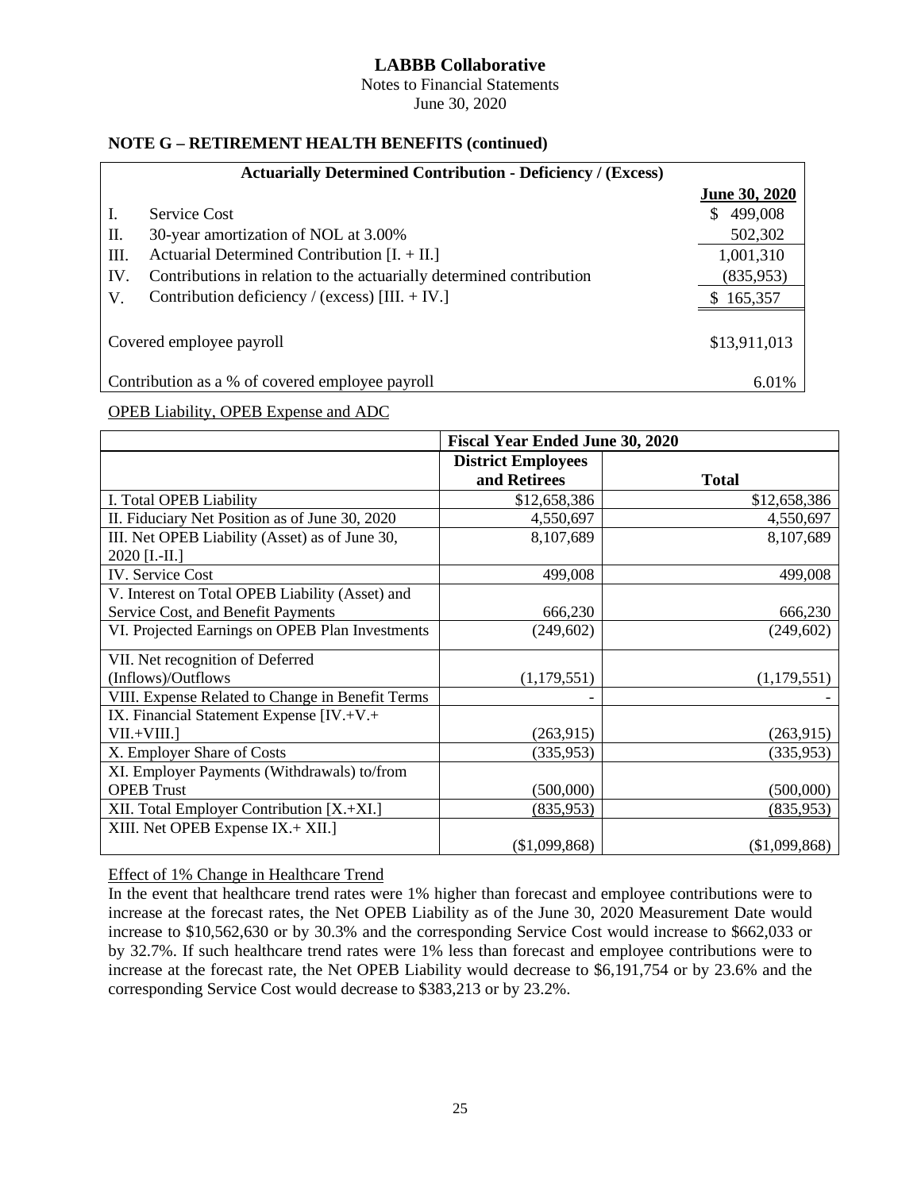# LABBB Collaborative

Notes to Financial Statements
June 30, 2020

## NOTE G – RETIREMENT HEALTH BENEFITS (continued)

| Actuarially Determined Contribution - Deficiency / (Excess) | | |
|---|---|---|
| | | **June 30, 2020** |
| I. | Service Cost | $ 499,008 |
| II. | 30-year amortization of NOL at 3.00% | 502,302 |
| III. | Actuarial Determined Contribution [I. + II.] | 1,001,310 |
| IV. | Contributions in relation to the actuarially determined contribution | (835,953) |
| V. | Contribution deficiency / (excess) [III. + IV.] | $ 165,357 |
| | Covered employee payroll | $13,911,013 |
| | Contribution as a % of covered employee payroll | 6.01% |

OPEB Liability, OPEB Expense and ADC

| | Fiscal Year Ended June 30, 2020 | |
|---|---|---|
| | **District Employees and Retirees** | **Total** |
| I. Total OPEB Liability | $12,658,386 | $12,658,386 |
| II. Fiduciary Net Position as of June 30, 2020 | 4,550,697 | 4,550,697 |
| III. Net OPEB Liability (Asset) as of June 30, 2020 [I.-II.] | 8,107,689 | 8,107,689 |
| IV. Service Cost | 499,008 | 499,008 |
| V. Interest on Total OPEB Liability (Asset) and Service Cost, and Benefit Payments | 666,230 | 666,230 |
| VI. Projected Earnings on OPEB Plan Investments | (249,602) | (249,602) |
| VII. Net recognition of Deferred (Inflows)/Outflows | (1,179,551) | (1,179,551) |
| VIII. Expense Related to Change in Benefit Terms | - | - |
| IX. Financial Statement Expense [IV.+V.+ VII.+VIII.] | (263,915) | (263,915) |
| X. Employer Share of Costs | (335,953) | (335,953) |
| XI. Employer Payments (Withdrawals) to/from OPEB Trust | (500,000) | (500,000) |
| XII. Total Employer Contribution [X.+XI.] | (835,953) | (835,953) |
| XIII. Net OPEB Expense IX.+ XII.] | ($1,099,868) | ($1,099,868) |

Effect of 1% Change in Healthcare Trend

In the event that healthcare trend rates were 1% higher than forecast and employee contributions were to increase at the forecast rates, the Net OPEB Liability as of the June 30, 2020 Measurement Date would increase to $10,562,630 or by 30.3% and the corresponding Service Cost would increase to $662,033 or by 32.7%. If such healthcare trend rates were 1% less than forecast and employee contributions were to increase at the forecast rate, the Net OPEB Liability would decrease to $6,191,754 or by 23.6% and the corresponding Service Cost would decrease to $383,213 or by 23.2%.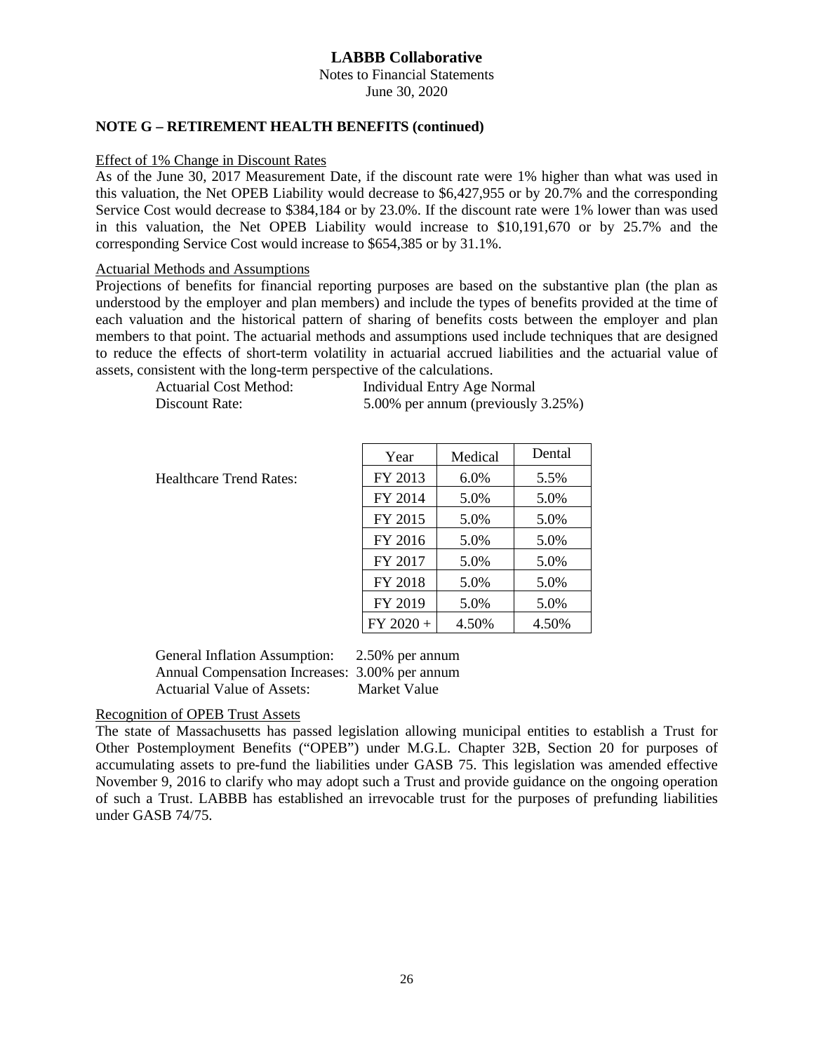# LABBB Collaborative

Notes to Financial Statements
June 30, 2020

### NOTE G – RETIREMENT HEALTH BENEFITS (continued)

Effect of 1% Change in Discount Rates

As of the June 30, 2017 Measurement Date, if the discount rate were 1% higher than what was used in this valuation, the Net OPEB Liability would decrease to $6,427,955 or by 20.7% and the corresponding Service Cost would decrease to $384,184 or by 23.0%. If the discount rate were 1% lower than was used in this valuation, the Net OPEB Liability would increase to $10,191,670 or by 25.7% and the corresponding Service Cost would increase to $654,385 or by 31.1%.

Actuarial Methods and Assumptions

Projections of benefits for financial reporting purposes are based on the substantive plan (the plan as understood by the employer and plan members) and include the types of benefits provided at the time of each valuation and the historical pattern of sharing of benefits costs between the employer and plan members to that point. The actuarial methods and assumptions used include techniques that are designed to reduce the effects of short-term volatility in actuarial accrued liabilities and the actuarial value of assets, consistent with the long-term perspective of the calculations.

Actuarial Cost Method: Individual Entry Age Normal
Discount Rate: 5.00% per annum (previously 3.25%)

Healthcare Trend Rates:

| Year | Medical | Dental |
|---|---|---|
| FY 2013 | 6.0% | 5.5% |
| FY 2014 | 5.0% | 5.0% |
| FY 2015 | 5.0% | 5.0% |
| FY 2016 | 5.0% | 5.0% |
| FY 2017 | 5.0% | 5.0% |
| FY 2018 | 5.0% | 5.0% |
| FY 2019 | 5.0% | 5.0% |
| FY 2020 + | 4.50% | 4.50% |

General Inflation Assumption: 2.50% per annum
Annual Compensation Increases: 3.00% per annum
Actuarial Value of Assets: Market Value

Recognition of OPEB Trust Assets

The state of Massachusetts has passed legislation allowing municipal entities to establish a Trust for Other Postemployment Benefits ("OPEB") under M.G.L. Chapter 32B, Section 20 for purposes of accumulating assets to pre-fund the liabilities under GASB 75. This legislation was amended effective November 9, 2016 to clarify who may adopt such a Trust and provide guidance on the ongoing operation of such a Trust. LABBB has established an irrevocable trust for the purposes of prefunding liabilities under GASB 74/75.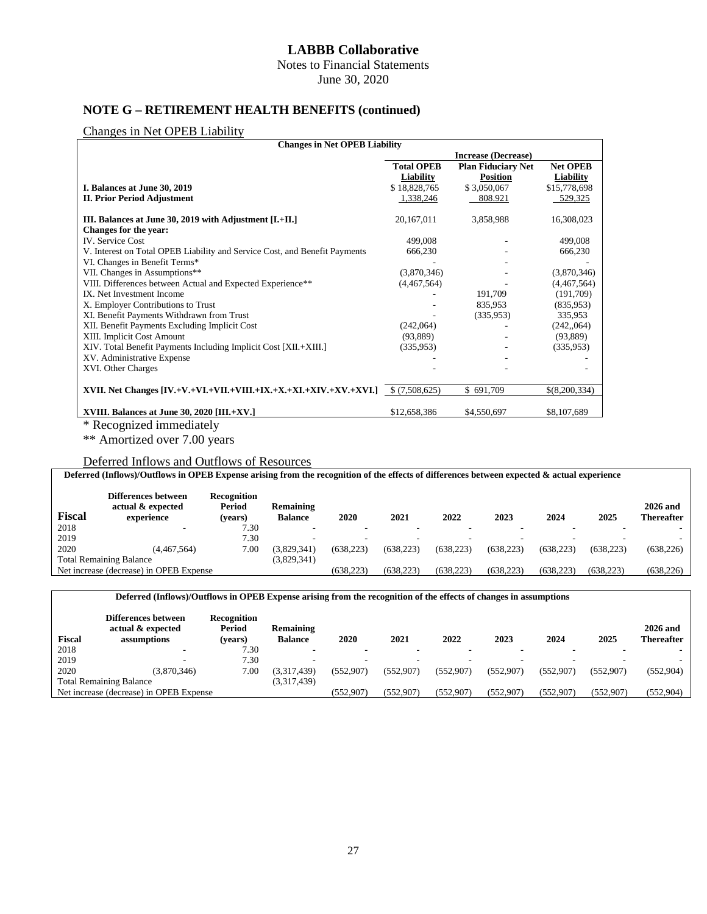**LABBB Collaborative**

Notes to Financial Statements

June 30, 2020

## NOTE G – RETIREMENT HEALTH BENEFITS (continued)

### Changes in Net OPEB Liability

| Changes in Net OPEB Liability | | | |
|---|---|---|---|
| | Increase (Decrease) | | |
| | Total OPEB Liability | Plan Fiduciary Net Position | Net OPEB Liability |
| **I. Balances at June 30, 2019** | $ 18,828,765 | $ 3,050,067 | $15,778,698 |
| **II. Prior Period Adjustment** | 1,338,246 | 808.921 | 529,325 |
| **III. Balances at June 30, 2019 with Adjustment [I.+II.]** | 20,167,011 | 3,858,988 | 16,308,023 |
| **Changes for the year:** | | | |
| IV. Service Cost | 499,008 | - | 499,008 |
| V. Interest on Total OPEB Liability and Service Cost, and Benefit Payments | 666,230 | - | 666,230 |
| VI. Changes in Benefit Terms* | - | - | - |
| VII. Changes in Assumptions** | (3,870,346) | - | (3,870,346) |
| VIII. Differences between Actual and Expected Experience** | (4,467,564) | - | (4,467,564) |
| IX. Net Investment Income | - | 191,709 | (191,709) |
| X. Employer Contributions to Trust | - | 835,953 | (835,953) |
| XI. Benefit Payments Withdrawn from Trust | - | (335,953) | 335,953 |
| XII. Benefit Payments Excluding Implicit Cost | (242,064) | - | (242,,064) |
| XIII. Implicit Cost Amount | (93,889) | - | (93,889) |
| XIV. Total Benefit Payments Including Implicit Cost [XII.+XIII.] | (335,953) | - | (335,953) |
| XV. Administrative Expense | - | - | - |
| XVI. Other Charges | - | - | - |
| **XVII. Net Changes [IV.+V.+VI.+VII.+VIII.+IX.+X.+XI.+XIV.+XV.+XVI.]** | $ (7,508,625) | $ 691,709 | $(8,200,334) |
| **XVIII. Balances at June 30, 2020 [III.+XV.]** | $12,658,386 | $4,550,697 | $8,107,689 |

\* Recognized immediately

** Amortized over 7.00 years

### Deferred Inflows and Outflows of Resources

**Deferred (Inflows)/Outflows in OPEB Expense arising from the recognition of the effects of differences between expected & actual experience**

| Fiscal | Differences between actual & expected experience | Recognition Period (years) | Remaining Balance | 2020 | 2021 | 2022 | 2023 | 2024 | 2025 | 2026 and Thereafter |
|---|---|---|---|---|---|---|---|---|---|---|
| 2018 | - | 7.30 | - | - | - | - | - | - | - | - |
| 2019 | - | 7.30 | - | - | - | - | - | - | - | - |
| 2020 | (4,467,564) | 7.00 | (3,829,341) | (638,223) | (638,223) | (638,223) | (638,223) | (638,223) | (638,223) | (638,226) |
| Total Remaining Balance | | | (3,829,341) | | | | | | | |
| Net increase (decrease) in OPEB Expense | | | | (638,223) | (638,223) | (638,223) | (638,223) | (638,223) | (638,223) | (638,226) |

**Deferred (Inflows)/Outflows in OPEB Expense arising from the recognition of the effects of changes in assumptions**

| Fiscal | Differences between actual & expected assumptions | Recognition Period (years) | Remaining Balance | 2020 | 2021 | 2022 | 2023 | 2024 | 2025 | 2026 and Thereafter |
|---|---|---|---|---|---|---|---|---|---|---|
| 2018 | - | 7.30 | - | - | - | - | - | - | - | - |
| 2019 | - | 7.30 | - | - | - | - | - | - | - | - |
| 2020 | (3,870,346) | 7.00 | (3,317,439) | (552,907) | (552,907) | (552,907) | (552,907) | (552,907) | (552,907) | (552,904) |
| Total Remaining Balance | | | (3,317,439) | | | | | | | |
| Net increase (decrease) in OPEB Expense | | | | (552,907) | (552,907) | (552,907) | (552,907) | (552,907) | (552,907) | (552,904) |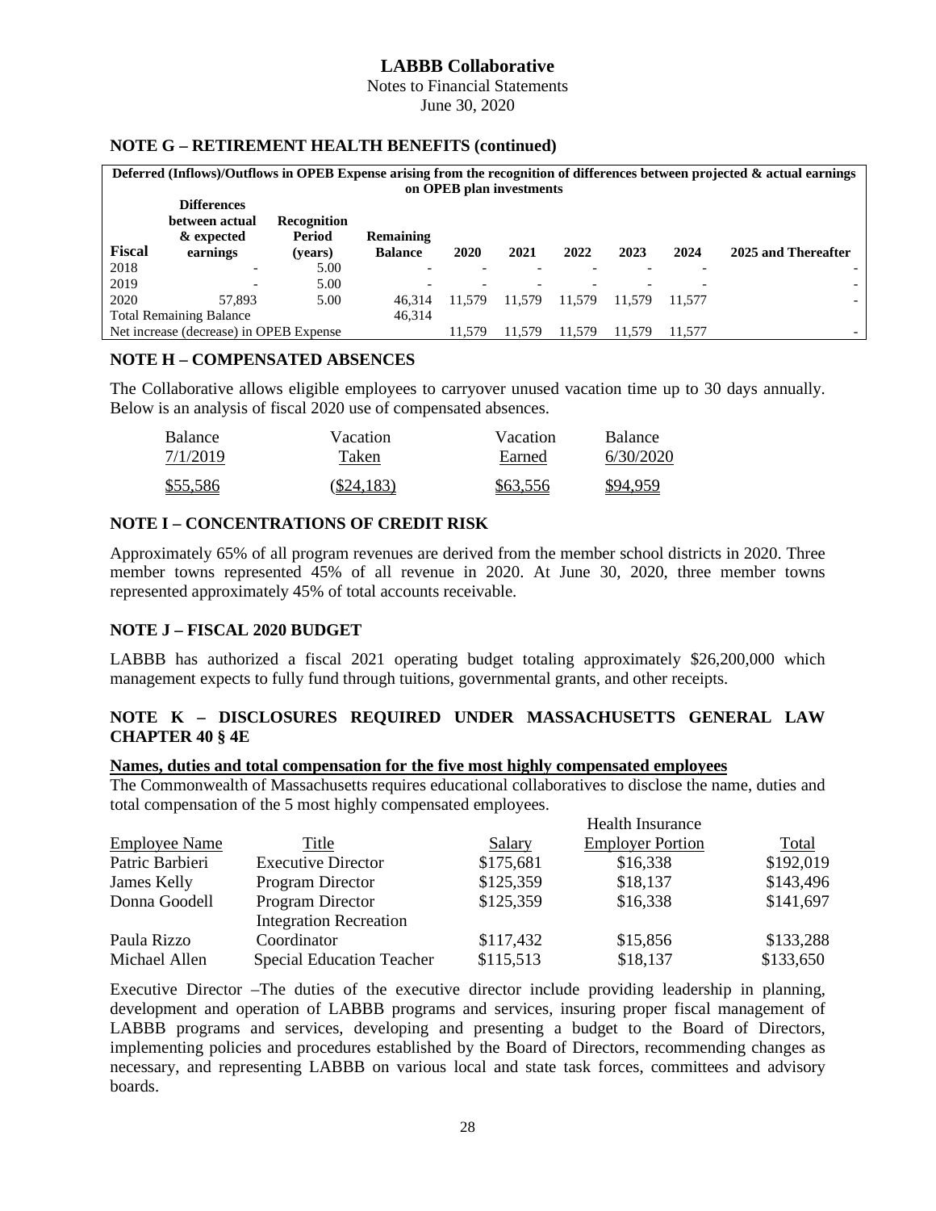# LABBB Collaborative

Notes to Financial Statements
June 30, 2020

## NOTE G – RETIREMENT HEALTH BENEFITS (continued)

**Deferred (Inflows)/Outflows in OPEB Expense arising from the recognition of differences between projected & actual earnings on OPEB plan investments**

| Fiscal | Differences between actual & expected earnings | Recognition Period (years) | Remaining Balance | 2020 | 2021 | 2022 | 2023 | 2024 | 2025 and Thereafter |
|---|---|---|---|---|---|---|---|---|---|
| 2018 | - | 5.00 | - | - | - | - | - | - | - |
| 2019 | - | 5.00 | - | - | - | - | - | - | - |
| 2020 | 57,893 | 5.00 | 46,314 | 11,579 | 11,579 | 11,579 | 11,579 | 11,577 | - |
| Total Remaining Balance | | | 46,314 | | | | | | |
| Net increase (decrease) in OPEB Expense | | | | 11,579 | 11,579 | 11,579 | 11,579 | 11,577 | - |

## NOTE H – COMPENSATED ABSENCES

The Collaborative allows eligible employees to carryover unused vacation time up to 30 days annually. Below is an analysis of fiscal 2020 use of compensated absences.

| Balance 7/1/2019 | Vacation Taken | Vacation Earned | Balance 6/30/2020 |
|---|---|---|---|
| $55,586 | ($24,183) | $63,556 | $94,959 |

## NOTE I – CONCENTRATIONS OF CREDIT RISK

Approximately 65% of all program revenues are derived from the member school districts in 2020. Three member towns represented 45% of all revenue in 2020. At June 30, 2020, three member towns represented approximately 45% of total accounts receivable.

## NOTE J – FISCAL 2020 BUDGET

LABBB has authorized a fiscal 2021 operating budget totaling approximately $26,200,000 which management expects to fully fund through tuitions, governmental grants, and other receipts.

## NOTE K – DISCLOSURES REQUIRED UNDER MASSACHUSETTS GENERAL LAW CHAPTER 40 § 4E

**Names, duties and total compensation for the five most highly compensated employees**

The Commonwealth of Massachusetts requires educational collaboratives to disclose the name, duties and total compensation of the 5 most highly compensated employees.

| Employee Name | Title | Salary | Health Insurance Employer Portion | Total |
|---|---|---|---|---|
| Patric Barbieri | Executive Director | $175,681 | $16,338 | $192,019 |
| James Kelly | Program Director | $125,359 | $18,137 | $143,496 |
| Donna Goodell | Program Director | $125,359 | $16,338 | $141,697 |
| Paula Rizzo | Integration Recreation Coordinator | $117,432 | $15,856 | $133,288 |
| Michael Allen | Special Education Teacher | $115,513 | $18,137 | $133,650 |

Executive Director –The duties of the executive director include providing leadership in planning, development and operation of LABBB programs and services, insuring proper fiscal management of LABBB programs and services, developing and presenting a budget to the Board of Directors, implementing policies and procedures established by the Board of Directors, recommending changes as necessary, and representing LABBB on various local and state task forces, committees and advisory boards.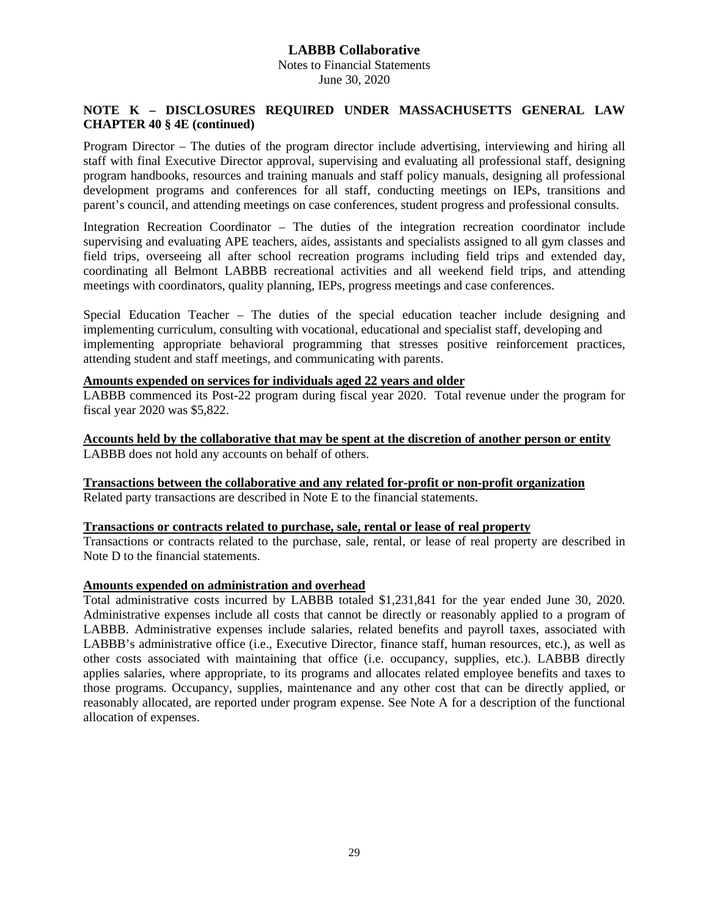## NOTE K – DISCLOSURES REQUIRED UNDER MASSACHUSETTS GENERAL LAW CHAPTER 40 § 4E (continued)

Program Director – The duties of the program director include advertising, interviewing and hiring all staff with final Executive Director approval, supervising and evaluating all professional staff, designing program handbooks, resources and training manuals and staff policy manuals, designing all professional development programs and conferences for all staff, conducting meetings on IEPs, transitions and parent's council, and attending meetings on case conferences, student progress and professional consults.

Integration Recreation Coordinator – The duties of the integration recreation coordinator include supervising and evaluating APE teachers, aides, assistants and specialists assigned to all gym classes and field trips, overseeing all after school recreation programs including field trips and extended day, coordinating all Belmont LABBB recreational activities and all weekend field trips, and attending meetings with coordinators, quality planning, IEPs, progress meetings and case conferences.

Special Education Teacher – The duties of the special education teacher include designing and implementing curriculum, consulting with vocational, educational and specialist staff, developing and implementing appropriate behavioral programming that stresses positive reinforcement practices, attending student and staff meetings, and communicating with parents.

**Amounts expended on services for individuals aged 22 years and older**

LABBB commenced its Post-22 program during fiscal year 2020. Total revenue under the program for fiscal year 2020 was $5,822.

**Accounts held by the collaborative that may be spent at the discretion of another person or entity**

LABBB does not hold any accounts on behalf of others.

**Transactions between the collaborative and any related for-profit or non-profit organization**

Related party transactions are described in Note E to the financial statements.

**Transactions or contracts related to purchase, sale, rental or lease of real property**

Transactions or contracts related to the purchase, sale, rental, or lease of real property are described in Note D to the financial statements.

**Amounts expended on administration and overhead**

Total administrative costs incurred by LABBB totaled $1,231,841 for the year ended June 30, 2020. Administrative expenses include all costs that cannot be directly or reasonably applied to a program of LABBB. Administrative expenses include salaries, related benefits and payroll taxes, associated with LABBB's administrative office (i.e., Executive Director, finance staff, human resources, etc.), as well as other costs associated with maintaining that office (i.e. occupancy, supplies, etc.). LABBB directly applies salaries, where appropriate, to its programs and allocates related employee benefits and taxes to those programs. Occupancy, supplies, maintenance and any other cost that can be directly applied, or reasonably allocated, are reported under program expense. See Note A for a description of the functional allocation of expenses.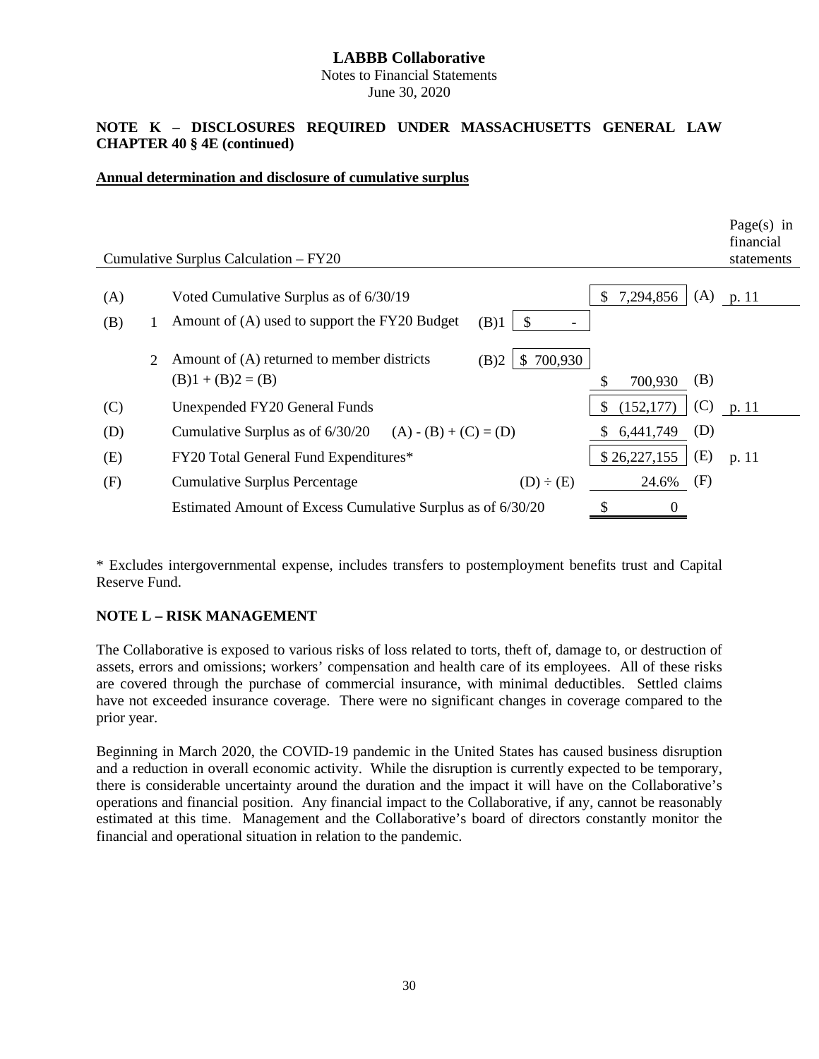**LABBB Collaborative**
Notes to Financial Statements
June 30, 2020

**NOTE K – DISCLOSURES REQUIRED UNDER MASSACHUSETTS GENERAL LAW CHAPTER 40 § 4E (continued)**

**Annual determination and disclosure of cumulative surplus**

| Cumulative Surplus Calculation – FY20 | | | | | | | Page(s) in financial statements |
|---|---|---|---|---|---|---|---|
| (A) | | Voted Cumulative Surplus as of 6/30/19 | | | $ 7,294,856 | (A) | p. 11 |
| (B) | 1 | Amount of (A) used to support the FY20 Budget | (B)1 | $ - | | | |
| | 2 | Amount of (A) returned to member districts | (B)2 | $ 700,930 | | | |
| | | (B)1 + (B)2 = (B) | | | $ 700,930 | (B) | |
| (C) | | Unexpended FY20 General Funds | | | $ (152,177) | (C) | p. 11 |
| (D) | | Cumulative Surplus as of 6/30/20 (A) - (B) + (C) = (D) | | | $ 6,441,749 | (D) | |
| (E) | | FY20 Total General Fund Expenditures* | | | $ 26,227,155 | (E) | p. 11 |
| (F) | | Cumulative Surplus Percentage | (D) ÷ (E) | | 24.6% | (F) | |
| | | Estimated Amount of Excess Cumulative Surplus as of 6/30/20 | | | $ 0 | | |

* Excludes intergovernmental expense, includes transfers to postemployment benefits trust and Capital Reserve Fund.

**NOTE L – RISK MANAGEMENT**

The Collaborative is exposed to various risks of loss related to torts, theft of, damage to, or destruction of assets, errors and omissions; workers' compensation and health care of its employees. All of these risks are covered through the purchase of commercial insurance, with minimal deductibles. Settled claims have not exceeded insurance coverage. There were no significant changes in coverage compared to the prior year.

Beginning in March 2020, the COVID-19 pandemic in the United States has caused business disruption and a reduction in overall economic activity. While the disruption is currently expected to be temporary, there is considerable uncertainty around the duration and the impact it will have on the Collaborative's operations and financial position. Any financial impact to the Collaborative, if any, cannot be reasonably estimated at this time. Management and the Collaborative's board of directors constantly monitor the financial and operational situation in relation to the pandemic.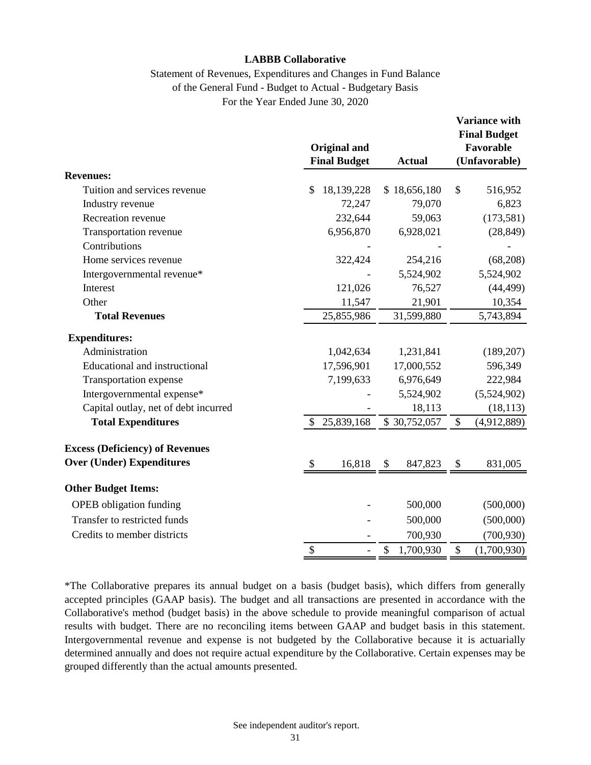**LABBB Collaborative**

Statement of Revenues, Expenditures and Changes in Fund Balance
of the General Fund - Budget to Actual - Budgetary Basis
For the Year Ended June 30, 2020

| | Original and Final Budget | Actual | Variance with Final Budget Favorable (Unfavorable) |
|---|---|---|---|
| **Revenues:** | | | |
| Tuition and services revenue | $ 18,139,228 | $ 18,656,180 | $ 516,952 |
| Industry revenue | 72,247 | 79,070 | 6,823 |
| Recreation revenue | 232,644 | 59,063 | (173,581) |
| Transportation revenue | 6,956,870 | 6,928,021 | (28,849) |
| Contributions | - | - | - |
| Home services revenue | 322,424 | 254,216 | (68,208) |
| Intergovernmental revenue* | - | 5,524,902 | 5,524,902 |
| Interest | 121,026 | 76,527 | (44,499) |
| Other | 11,547 | 21,901 | 10,354 |
| **Total Revenues** | 25,855,986 | 31,599,880 | 5,743,894 |
| **Expenditures:** | | | |
| Administration | 1,042,634 | 1,231,841 | (189,207) |
| Educational and instructional | 17,596,901 | 17,000,552 | 596,349 |
| Transportation expense | 7,199,633 | 6,976,649 | 222,984 |
| Intergovernmental expense* | - | 5,524,902 | (5,524,902) |
| Capital outlay, net of debt incurred | - | 18,113 | (18,113) |
| **Total Expenditures** | $ 25,839,168 | $ 30,752,057 | $ (4,912,889) |
| **Excess (Deficiency) of Revenues Over (Under) Expenditures** | $ 16,818 | $ 847,823 | $ 831,005 |
| **Other Budget Items:** | | | |
| OPEB obligation funding | - | 500,000 | (500,000) |
| Transfer to restricted funds | - | 500,000 | (500,000) |
| Credits to member districts | - | 700,930 | (700,930) |
| | $ - | $ 1,700,930 | $ (1,700,930) |

*The Collaborative prepares its annual budget on a basis (budget basis), which differs from generally accepted principles (GAAP basis). The budget and all transactions are presented in accordance with the Collaborative's method (budget basis) in the above schedule to provide meaningful comparison of actual results with budget. There are no reconciling items between GAAP and budget basis in this statement. Intergovernmental revenue and expense is not budgeted by the Collaborative because it is actuarially determined annually and does not require actual expenditure by the Collaborative. Certain expenses may be grouped differently than the actual amounts presented.

See independent auditor's report.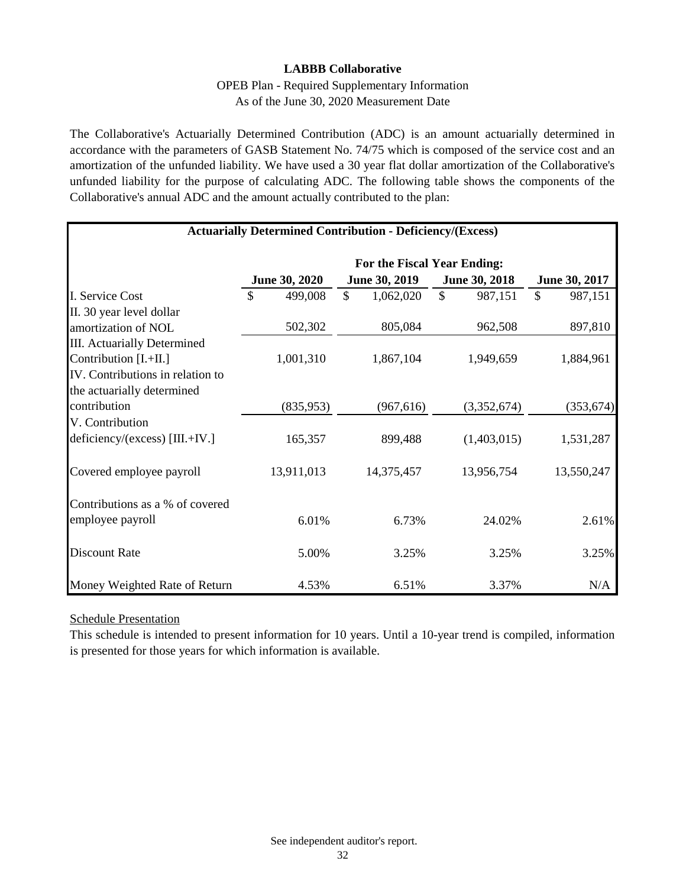**LABBB Collaborative**

OPEB Plan - Required Supplementary Information

As of the June 30, 2020 Measurement Date

The Collaborative's Actuarially Determined Contribution (ADC) is an amount actuarially determined in accordance with the parameters of GASB Statement No. 74/75 which is composed of the service cost and an amortization of the unfunded liability. We have used a 30 year flat dollar amortization of the Collaborative's unfunded liability for the purpose of calculating ADC. The following table shows the components of the Collaborative's annual ADC and the amount actually contributed to the plan:

**Actuarially Determined Contribution - Deficiency/(Excess)**

| | For the Fiscal Year Ending: | | | |
|---|---|---|---|---|
| | **June 30, 2020** | **June 30, 2019** | **June 30, 2018** | **June 30, 2017** |
| I. Service Cost | $ 499,008 | $ 1,062,020 | $ 987,151 | $ 987,151 |
| II. 30 year level dollar amortization of NOL | 502,302 | 805,084 | 962,508 | 897,810 |
| III. Actuarially Determined Contribution [I.+II.] | 1,001,310 | 1,867,104 | 1,949,659 | 1,884,961 |
| IV. Contributions in relation to the actuarially determined contribution | (835,953) | (967,616) | (3,352,674) | (353,674) |
| V. Contribution deficiency/(excess) [III.+IV.] | 165,357 | 899,488 | (1,403,015) | 1,531,287 |
| Covered employee payroll | 13,911,013 | 14,375,457 | 13,956,754 | 13,550,247 |
| Contributions as a % of covered employee payroll | 6.01% | 6.73% | 24.02% | 2.61% |
| Discount Rate | 5.00% | 3.25% | 3.25% | 3.25% |
| Money Weighted Rate of Return | 4.53% | 6.51% | 3.37% | N/A |

Schedule Presentation

This schedule is intended to present information for 10 years. Until a 10-year trend is compiled, information is presented for those years for which information is available.

See independent auditor's report.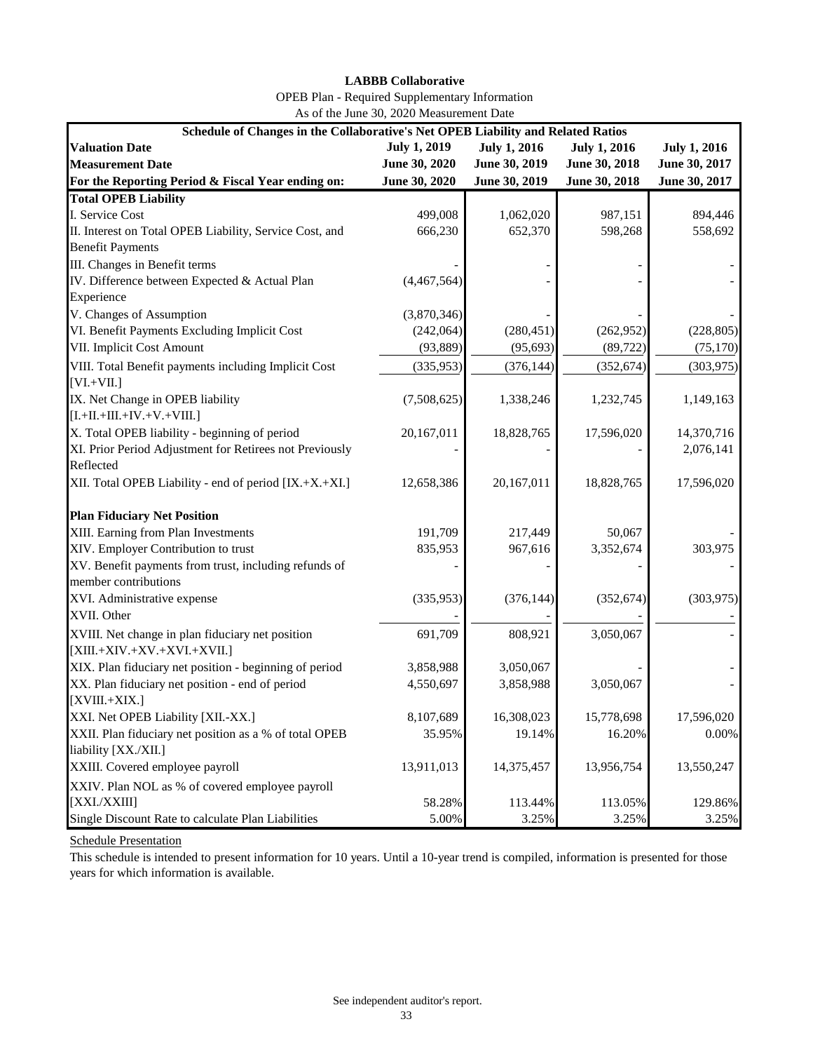**LABBB Collaborative**

OPEB Plan - Required Supplementary Information

As of the June 30, 2020 Measurement Date

| Schedule of Changes in the Collaborative's Net OPEB Liability and Related Ratios | | | | |
|---|---|---|---|---|
| **Valuation Date** | **July 1, 2019** | **July 1, 2016** | **July 1, 2016** | **July 1, 2016** |
| **Measurement Date** | **June 30, 2020** | **June 30, 2019** | **June 30, 2018** | **June 30, 2017** |
| **For the Reporting Period & Fiscal Year ending on:** | **June 30, 2020** | **June 30, 2019** | **June 30, 2018** | **June 30, 2017** |
| **Total OPEB Liability** | | | | |
| I. Service Cost | 499,008 | 1,062,020 | 987,151 | 894,446 |
| II. Interest on Total OPEB Liability, Service Cost, and Benefit Payments | 666,230 | 652,370 | 598,268 | 558,692 |
| III. Changes in Benefit terms | - | - | - | - |
| IV. Difference between Expected & Actual Plan Experience | (4,467,564) | - | - | - |
| V. Changes of Assumption | (3,870,346) | - | - | - |
| VI. Benefit Payments Excluding Implicit Cost | (242,064) | (280,451) | (262,952) | (228,805) |
| VII. Implicit Cost Amount | (93,889) | (95,693) | (89,722) | (75,170) |
| VIII. Total Benefit payments including Implicit Cost [VI.+VII.] | (335,953) | (376,144) | (352,674) | (303,975) |
| IX. Net Change in OPEB liability [I.+II.+III.+IV.+V.+VIII.] | (7,508,625) | 1,338,246 | 1,232,745 | 1,149,163 |
| X. Total OPEB liability - beginning of period | 20,167,011 | 18,828,765 | 17,596,020 | 14,370,716 |
| XI. Prior Period Adjustment for Retirees not Previously Reflected | - | - | - | 2,076,141 |
| XII. Total OPEB Liability - end of period [IX.+X.+XI.] | 12,658,386 | 20,167,011 | 18,828,765 | 17,596,020 |
| **Plan Fiduciary Net Position** | | | | |
| XIII. Earning from Plan Investments | 191,709 | 217,449 | 50,067 | - |
| XIV. Employer Contribution to trust | 835,953 | 967,616 | 3,352,674 | 303,975 |
| XV. Benefit payments from trust, including refunds of member contributions | - | - | - | - |
| XVI. Administrative expense | (335,953) | (376,144) | (352,674) | (303,975) |
| XVII. Other | - | - | - | - |
| XVIII. Net change in plan fiduciary net position [XIII.+XIV.+XV.+XVI.+XVII.] | 691,709 | 808,921 | 3,050,067 | - |
| XIX. Plan fiduciary net position - beginning of period | 3,858,988 | 3,050,067 | - | - |
| XX. Plan fiduciary net position - end of period [XVIII.+XIX.] | 4,550,697 | 3,858,988 | 3,050,067 | - |
| XXI. Net OPEB Liability [XII.-XX.] | 8,107,689 | 16,308,023 | 15,778,698 | 17,596,020 |
| XXII. Plan fiduciary net position as a % of total OPEB liability [XX./XII.] | 35.95% | 19.14% | 16.20% | 0.00% |
| XXIII. Covered employee payroll | 13,911,013 | 14,375,457 | 13,956,754 | 13,550,247 |
| XXIV. Plan NOL as % of covered employee payroll [XXI./XXIII] | 58.28% | 113.44% | 113.05% | 129.86% |
| Single Discount Rate to calculate Plan Liabilities | 5.00% | 3.25% | 3.25% | 3.25% |

Schedule Presentation

This schedule is intended to present information for 10 years. Until a 10-year trend is compiled, information is presented for those years for which information is available.

See independent auditor's report.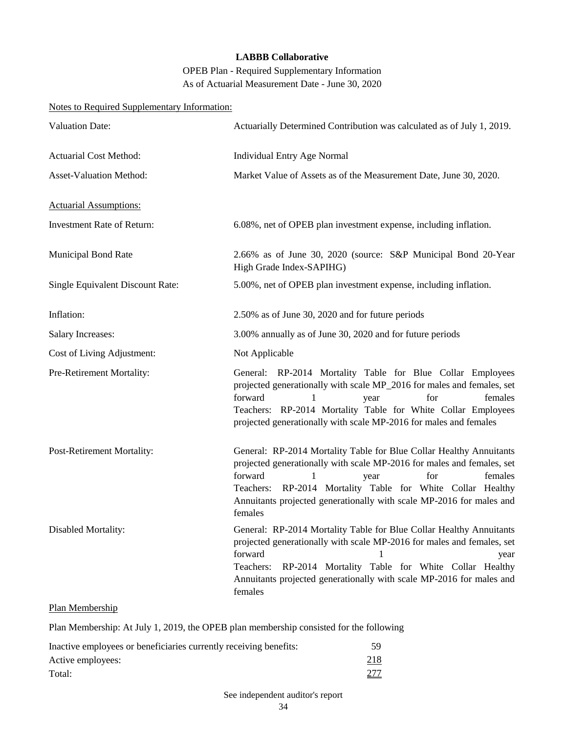**LABBB Collaborative**

OPEB Plan - Required Supplementary Information
As of Actuarial Measurement Date - June 30, 2020

Notes to Required Supplementary Information:

| | |
|---|---|
| Valuation Date: | Actuarially Determined Contribution was calculated as of July 1, 2019. |
| Actuarial Cost Method: | Individual Entry Age Normal |
| Asset-Valuation Method: | Market Value of Assets as of the Measurement Date, June 30, 2020. |

Actuarial Assumptions:

| | |
|---|---|
| Investment Rate of Return: | 6.08%, net of OPEB plan investment expense, including inflation. |
| Municipal Bond Rate | 2.66% as of June 30, 2020 (source: S&P Municipal Bond 20-Year High Grade Index-SAPIHG) |
| Single Equivalent Discount Rate: | 5.00%, net of OPEB plan investment expense, including inflation. |
| Inflation: | 2.50% as of June 30, 2020 and for future periods |
| Salary Increases: | 3.00% annually as of June 30, 2020 and for future periods |
| Cost of Living Adjustment: | Not Applicable |
| Pre-Retirement Mortality: | General: RP-2014 Mortality Table for Blue Collar Employees projected generationally with scale MP_2016 for males and females, set forward 1 year for females<br>Teachers: RP-2014 Mortality Table for White Collar Employees projected generationally with scale MP-2016 for males and females |
| Post-Retirement Mortality: | General: RP-2014 Mortality Table for Blue Collar Healthy Annuitants projected generationally with scale MP-2016 for males and females, set forward 1 year for females<br>Teachers: RP-2014 Mortality Table for White Collar Healthy Annuitants projected generationally with scale MP-2016 for males and females |
| Disabled Mortality: | General: RP-2014 Mortality Table for Blue Collar Healthy Annuitants projected generationally with scale MP-2016 for males and females, set forward 1 year<br>Teachers: RP-2014 Mortality Table for White Collar Healthy Annuitants projected generationally with scale MP-2016 for males and females |

Plan Membership

Plan Membership: At July 1, 2019, the OPEB plan membership consisted for the following

| | |
|---|---|
| Inactive employees or beneficiaries currently receiving benefits: | 59 |
| Active employees: | 218 |
| Total: | 277 |

See independent auditor's report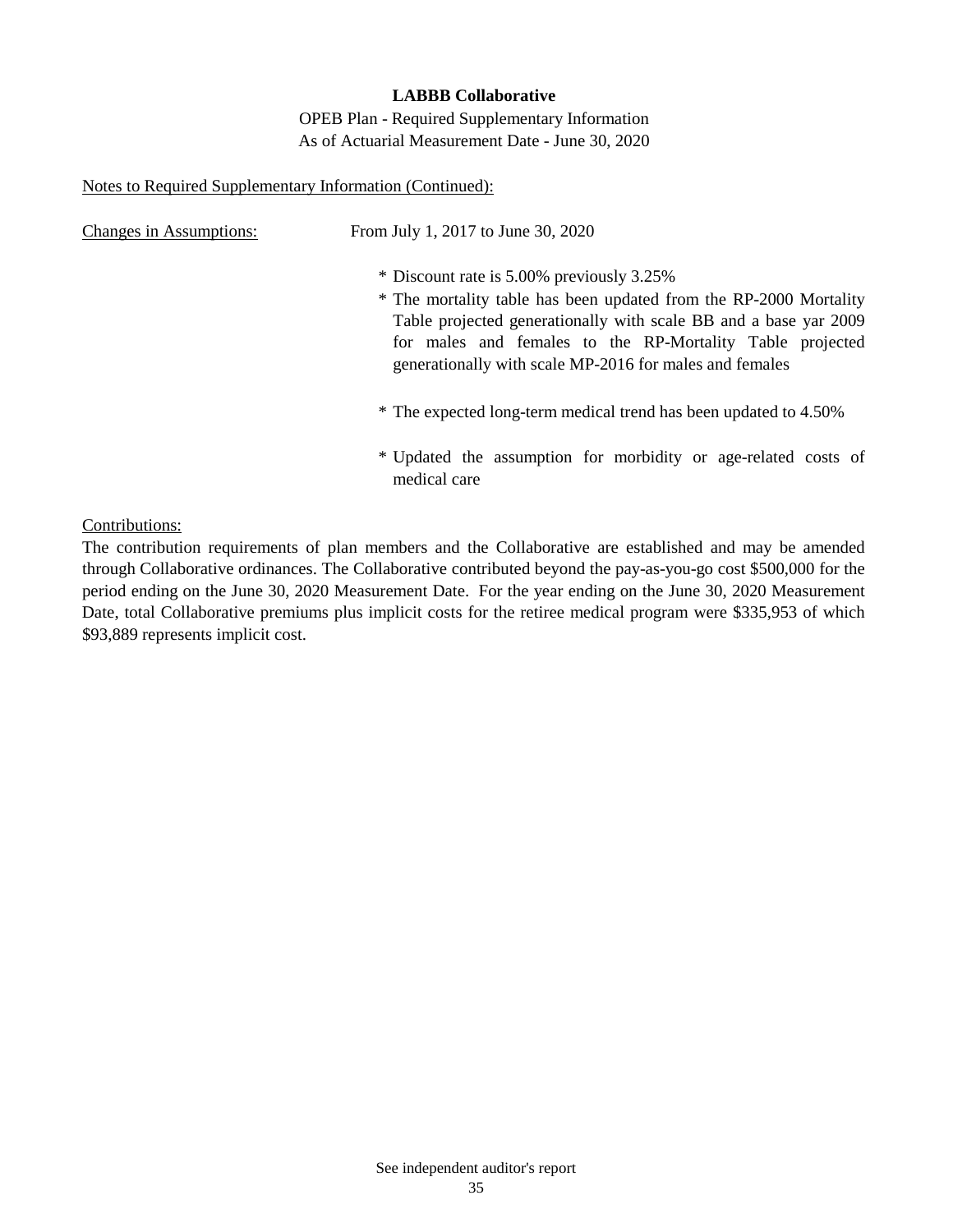**LABBB Collaborative**

OPEB Plan - Required Supplementary Information
As of Actuarial Measurement Date - June 30, 2020

Notes to Required Supplementary Information (Continued):

Changes in Assumptions: From July 1, 2017 to June 30, 2020

* Discount rate is 5.00% previously 3.25%
* The mortality table has been updated from the RP-2000 Mortality Table projected generationally with scale BB and a base yar 2009 for males and females to the RP-Mortality Table projected generationally with scale MP-2016 for males and females
* The expected long-term medical trend has been updated to 4.50%
* Updated the assumption for morbidity or age-related costs of medical care

Contributions:

The contribution requirements of plan members and the Collaborative are established and may be amended through Collaborative ordinances. The Collaborative contributed beyond the pay-as-you-go cost $500,000 for the period ending on the June 30, 2020 Measurement Date. For the year ending on the June 30, 2020 Measurement Date, total Collaborative premiums plus implicit costs for the retiree medical program were $335,953 of which $93,889 represents implicit cost.

See independent auditor's report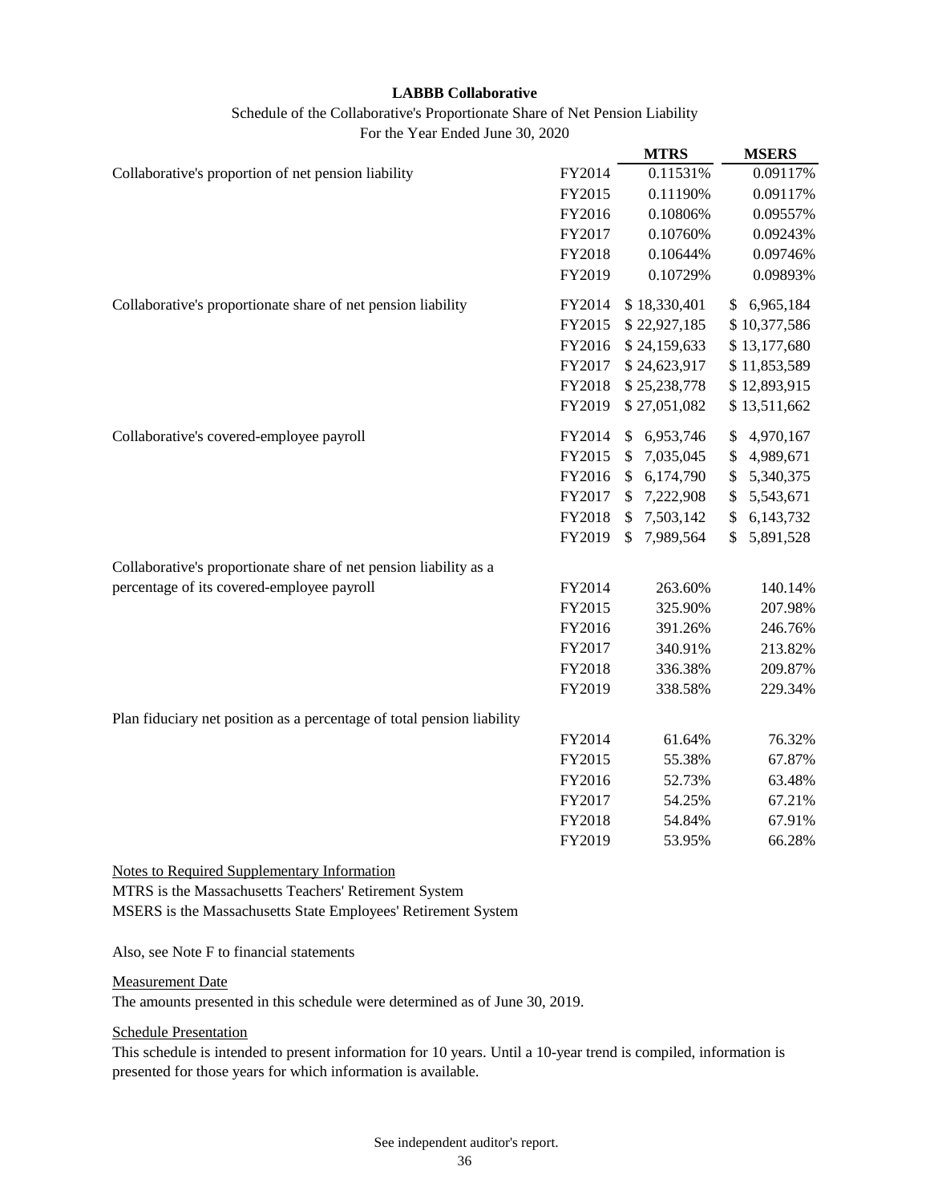**LABBB Collaborative**

Schedule of the Collaborative's Proportionate Share of Net Pension Liability

For the Year Ended June 30, 2020

| | | MTRS | MSERS |
|---|---|---|---|
| Collaborative's proportion of net pension liability | FY2014 | 0.11531% | 0.09117% |
| | FY2015 | 0.11190% | 0.09117% |
| | FY2016 | 0.10806% | 0.09557% |
| | FY2017 | 0.10760% | 0.09243% |
| | FY2018 | 0.10644% | 0.09746% |
| | FY2019 | 0.10729% | 0.09893% |
| Collaborative's proportionate share of net pension liability | FY2014 | $ 18,330,401 | $ 6,965,184 |
| | FY2015 | $ 22,927,185 | $ 10,377,586 |
| | FY2016 | $ 24,159,633 | $ 13,177,680 |
| | FY2017 | $ 24,623,917 | $ 11,853,589 |
| | FY2018 | $ 25,238,778 | $ 12,893,915 |
| | FY2019 | $ 27,051,082 | $ 13,511,662 |
| Collaborative's covered-employee payroll | FY2014 | $ 6,953,746 | $ 4,970,167 |
| | FY2015 | $ 7,035,045 | $ 4,989,671 |
| | FY2016 | $ 6,174,790 | $ 5,340,375 |
| | FY2017 | $ 7,222,908 | $ 5,543,671 |
| | FY2018 | $ 7,503,142 | $ 6,143,732 |
| | FY2019 | $ 7,989,564 | $ 5,891,528 |
| Collaborative's proportionate share of net pension liability as a percentage of its covered-employee payroll | FY2014 | 263.60% | 140.14% |
| | FY2015 | 325.90% | 207.98% |
| | FY2016 | 391.26% | 246.76% |
| | FY2017 | 340.91% | 213.82% |
| | FY2018 | 336.38% | 209.87% |
| | FY2019 | 338.58% | 229.34% |
| Plan fiduciary net position as a percentage of total pension liability | FY2014 | 61.64% | 76.32% |
| | FY2015 | 55.38% | 67.87% |
| | FY2016 | 52.73% | 63.48% |
| | FY2017 | 54.25% | 67.21% |
| | FY2018 | 54.84% | 67.91% |
| | FY2019 | 53.95% | 66.28% |

Notes to Required Supplementary Information

MTRS is the Massachusetts Teachers' Retirement System

MSERS is the Massachusetts State Employees' Retirement System

Also, see Note F to financial statements

Measurement Date

The amounts presented in this schedule were determined as of June 30, 2019.

Schedule Presentation

This schedule is intended to present information for 10 years. Until a 10-year trend is compiled, information is presented for those years for which information is available.

See independent auditor's report.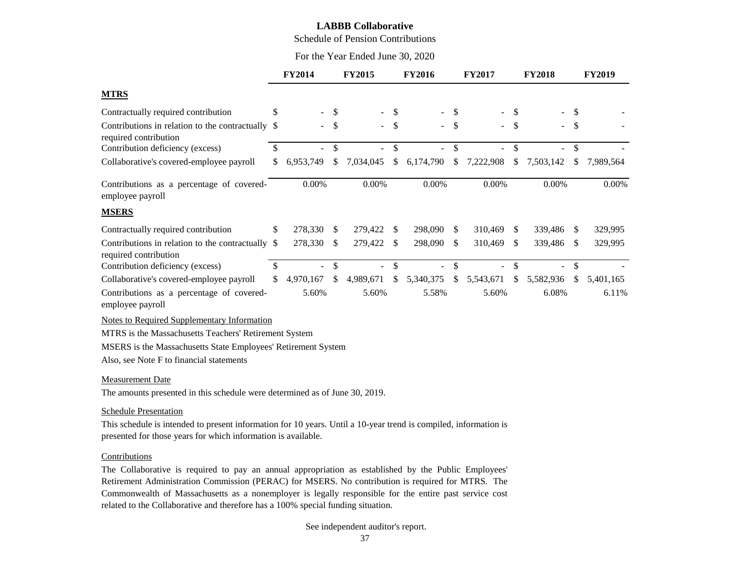**LABBB Collaborative**

Schedule of Pension Contributions

For the Year Ended June 30, 2020

| | FY2014 | FY2015 | FY2016 | FY2017 | FY2018 | FY2019 |
|---|---|---|---|---|---|---|
| **MTRS** | | | | | | |
| Contractually required contribution | $ - | $ - | $ - | $ - | $ - | $ - |
| Contributions in relation to the contractually required contribution | $ - | $ - | $ - | $ - | $ - | $ - |
| Contribution deficiency (excess) | $ - | $ - | $ - | $ - | $ - | $ - |
| Collaborative's covered-employee payroll | $ 6,953,749 | $ 7,034,045 | $ 6,174,790 | $ 7,222,908 | $ 7,503,142 | $ 7,989,564 |
| Contributions as a percentage of covered-employee payroll | 0.00% | 0.00% | 0.00% | 0.00% | 0.00% | 0.00% |
| **MSERS** | | | | | | |
| Contractually required contribution | $ 278,330 | $ 279,422 | $ 298,090 | $ 310,469 | $ 339,486 | $ 329,995 |
| Contributions in relation to the contractually required contribution | $ 278,330 | $ 279,422 | $ 298,090 | $ 310,469 | $ 339,486 | $ 329,995 |
| Contribution deficiency (excess) | $ - | $ - | $ - | $ - | $ - | $ - |
| Collaborative's covered-employee payroll | $ 4,970,167 | $ 4,989,671 | $ 5,340,375 | $ 5,543,671 | $ 5,582,936 | $ 5,401,165 |
| Contributions as a percentage of covered-employee payroll | 5.60% | 5.60% | 5.58% | 5.60% | 6.08% | 6.11% |

Notes to Required Supplementary Information

MTRS is the Massachusetts Teachers' Retirement System

MSERS is the Massachusetts State Employees' Retirement System

Also, see Note F to financial statements

Measurement Date

The amounts presented in this schedule were determined as of June 30, 2019.

Schedule Presentation

This schedule is intended to present information for 10 years. Until a 10-year trend is compiled, information is presented for those years for which information is available.

Contributions

The Collaborative is required to pay an annual appropriation as established by the Public Employees' Retirement Administration Commission (PERAC) for MSERS. No contribution is required for MTRS. The Commonwealth of Massachusetts as a nonemployer is legally responsible for the entire past service cost related to the Collaborative and therefore has a 100% special funding situation.

See independent auditor's report.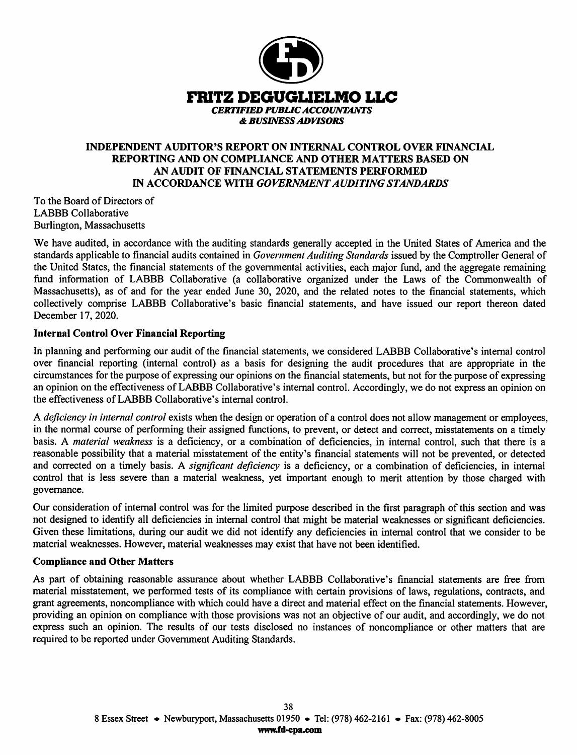**FRITZ DEGUGLIELMO LLC**
*CERTIFIED PUBLIC ACCOUNTANTS*
*& BUSINESS ADVISORS*

# INDEPENDENT AUDITOR'S REPORT ON INTERNAL CONTROL OVER FINANCIAL REPORTING AND ON COMPLIANCE AND OTHER MATTERS BASED ON AN AUDIT OF FINANCIAL STATEMENTS PERFORMED IN ACCORDANCE WITH *GOVERNMENT AUDITING STANDARDS*

To the Board of Directors of
LABBB Collaborative
Burlington, Massachusetts

We have audited, in accordance with the auditing standards generally accepted in the United States of America and the standards applicable to financial audits contained in *Government Auditing Standards* issued by the Comptroller General of the United States, the financial statements of the governmental activities, each major fund, and the aggregate remaining fund information of LABBB Collaborative (a collaborative organized under the Laws of the Commonwealth of Massachusetts), as of and for the year ended June 30, 2020, and the related notes to the financial statements, which collectively comprise LABBB Collaborative's basic financial statements, and have issued our report thereon dated December 17, 2020.

## Internal Control Over Financial Reporting

In planning and performing our audit of the financial statements, we considered LABBB Collaborative's internal control over financial reporting (internal control) as a basis for designing the audit procedures that are appropriate in the circumstances for the purpose of expressing our opinions on the financial statements, but not for the purpose of expressing an opinion on the effectiveness of LABBB Collaborative's internal control. Accordingly, we do not express an opinion on the effectiveness of LABBB Collaborative's internal control.

A *deficiency in internal control* exists when the design or operation of a control does not allow management or employees, in the normal course of performing their assigned functions, to prevent, or detect and correct, misstatements on a timely basis. A *material weakness* is a deficiency, or a combination of deficiencies, in internal control, such that there is a reasonable possibility that a material misstatement of the entity's financial statements will not be prevented, or detected and corrected on a timely basis. A *significant deficiency* is a deficiency, or a combination of deficiencies, in internal control that is less severe than a material weakness, yet important enough to merit attention by those charged with governance.

Our consideration of internal control was for the limited purpose described in the first paragraph of this section and was not designed to identify all deficiencies in internal control that might be material weaknesses or significant deficiencies. Given these limitations, during our audit we did not identify any deficiencies in internal control that we consider to be material weaknesses. However, material weaknesses may exist that have not been identified.

## Compliance and Other Matters

As part of obtaining reasonable assurance about whether LABBB Collaborative's financial statements are free from material misstatement, we performed tests of its compliance with certain provisions of laws, regulations, contracts, and grant agreements, noncompliance with which could have a direct and material effect on the financial statements. However, providing an opinion on compliance with those provisions was not an objective of our audit, and accordingly, we do not express such an opinion. The results of our tests disclosed no instances of noncompliance or other matters that are required to be reported under Government Auditing Standards.

8 Essex Street • Newburyport, Massachusetts 01950 • Tel: (978) 462-2161 • Fax: (978) 462-8005
**www.fd-cpa.com**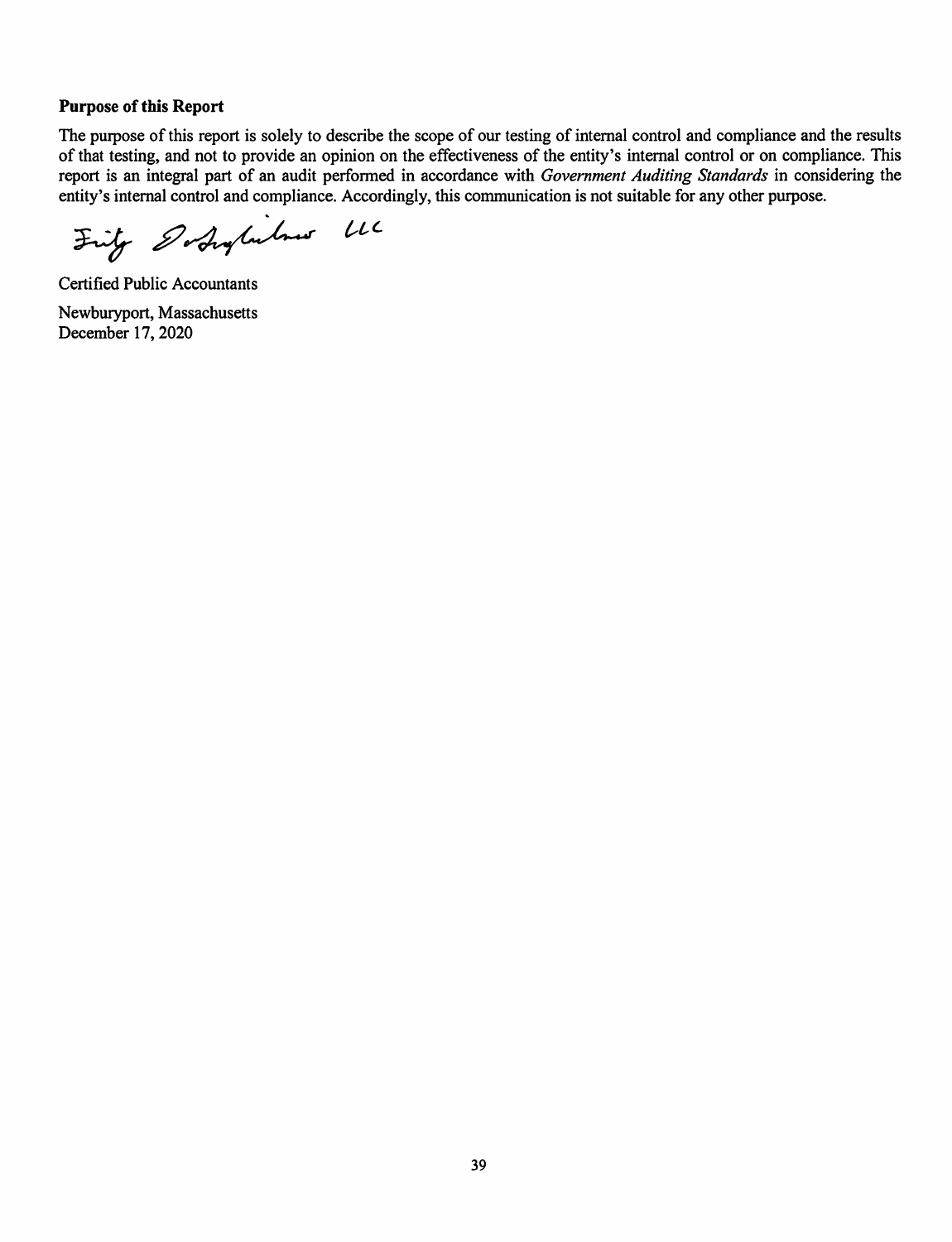**Purpose of this Report**

The purpose of this report is solely to describe the scope of our testing of internal control and compliance and the results of that testing, and not to provide an opinion on the effectiveness of the entity's internal control or on compliance. This report is an integral part of an audit performed in accordance with *Government Auditing Standards* in considering the entity's internal control and compliance. Accordingly, this communication is not suitable for any other purpose.

Fritz DeGuglielmo LLC

Certified Public Accountants

Newburyport, Massachusetts
December 17, 2020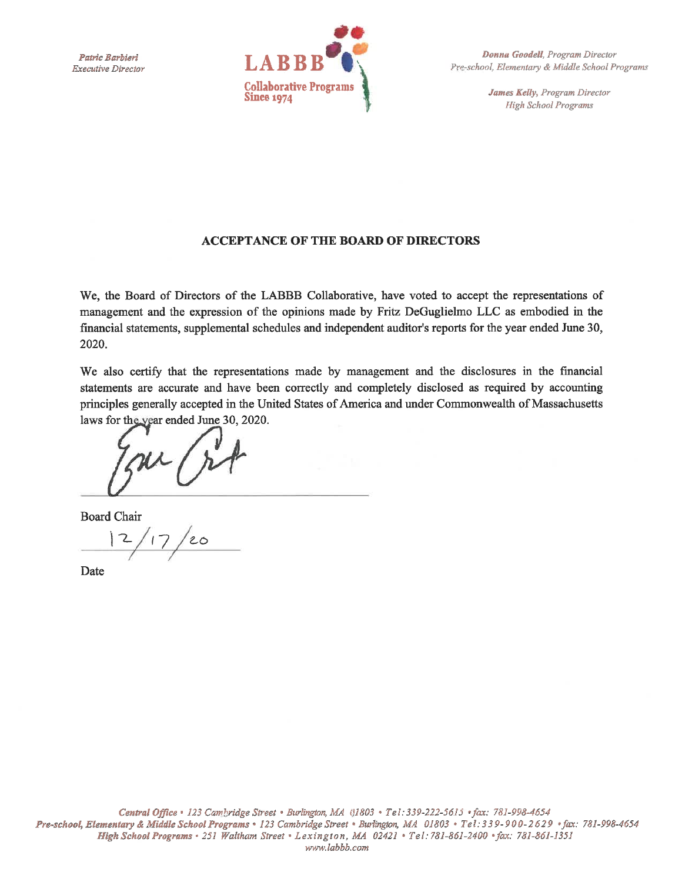*Patric Barbieri*
*Executive Director*

LABBB
Collaborative Programs
Since 1974

*Donna Goodell, Program Director*
*Pre-school, Elementary & Middle School Programs*

*James Kelly, Program Director*
*High School Programs*

## ACCEPTANCE OF THE BOARD OF DIRECTORS

We, the Board of Directors of the LABBB Collaborative, have voted to accept the representations of management and the expression of the opinions made by Fritz DeGuglielmo LLC as embodied in the financial statements, supplemental schedules and independent auditor's reports for the year ended June 30, 2020.

We also certify that the representations made by management and the disclosures in the financial statements are accurate and have been correctly and completely disclosed as required by accounting principles generally accepted in the United States of America and under Commonwealth of Massachusetts laws for the year ended June 30, 2020.

Board Chair

12/17/20

Date

*Central Office • 123 Cambridge Street • Burlington, MA 01803 • Tel: 339-222-5615 • fax: 781-998-4654*
*Pre-school, Elementary & Middle School Programs • 123 Cambridge Street • Burlington, MA 01803 • Tel: 339-900-2629 • fax: 781-998-4654*
*High School Programs • 251 Waltham Street • Lexington, MA 02421 • Tel: 781-861-2400 • fax: 781-861-1351*
*www.labbb.com*